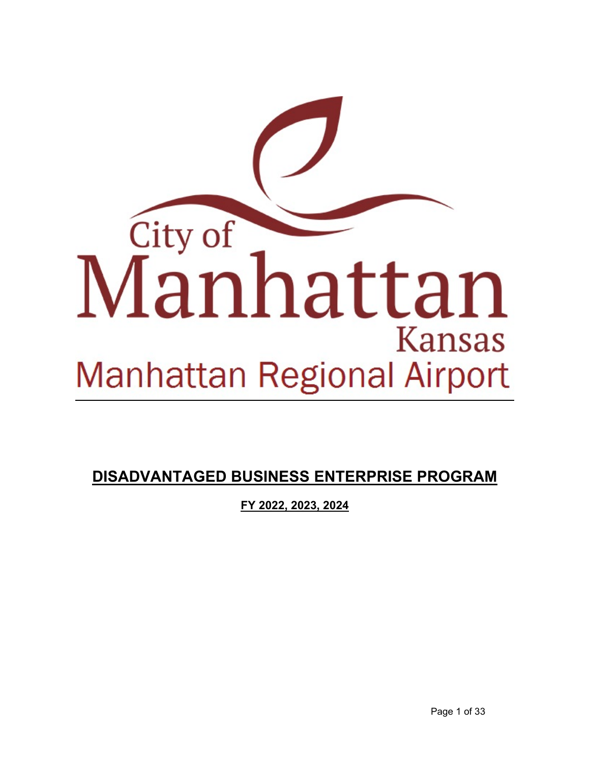City of Manhattan Kansas

Manhattan Regional Airport

# DISADVANTAGED BUSINESS ENTERPRISE PROGRAM

**FY 2022, 2023, 2024**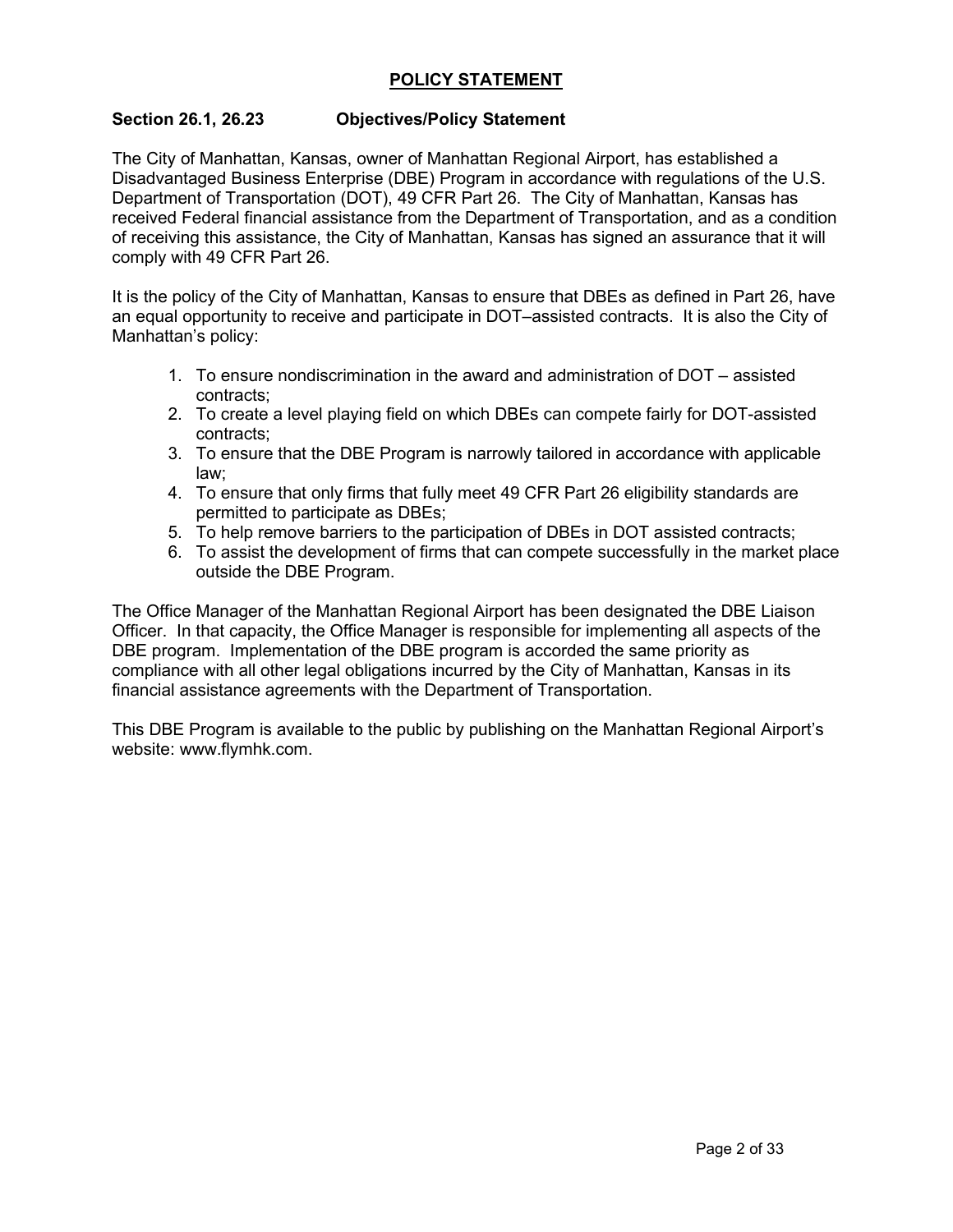# POLICY STATEMENT

## Section 26.1, 26.23 Objectives/Policy Statement

The City of Manhattan, Kansas, owner of Manhattan Regional Airport, has established a Disadvantaged Business Enterprise (DBE) Program in accordance with regulations of the U.S. Department of Transportation (DOT), 49 CFR Part 26. The City of Manhattan, Kansas has received Federal financial assistance from the Department of Transportation, and as a condition of receiving this assistance, the City of Manhattan, Kansas has signed an assurance that it will comply with 49 CFR Part 26.

It is the policy of the City of Manhattan, Kansas to ensure that DBEs as defined in Part 26, have an equal opportunity to receive and participate in DOT–assisted contracts. It is also the City of Manhattan's policy:

1. To ensure nondiscrimination in the award and administration of DOT – assisted contracts;
2. To create a level playing field on which DBEs can compete fairly for DOT-assisted contracts;
3. To ensure that the DBE Program is narrowly tailored in accordance with applicable law;
4. To ensure that only firms that fully meet 49 CFR Part 26 eligibility standards are permitted to participate as DBEs;
5. To help remove barriers to the participation of DBEs in DOT assisted contracts;
6. To assist the development of firms that can compete successfully in the market place outside the DBE Program.

The Office Manager of the Manhattan Regional Airport has been designated the DBE Liaison Officer. In that capacity, the Office Manager is responsible for implementing all aspects of the DBE program. Implementation of the DBE program is accorded the same priority as compliance with all other legal obligations incurred by the City of Manhattan, Kansas in its financial assistance agreements with the Department of Transportation.

This DBE Program is available to the public by publishing on the Manhattan Regional Airport's website: www.flymhk.com.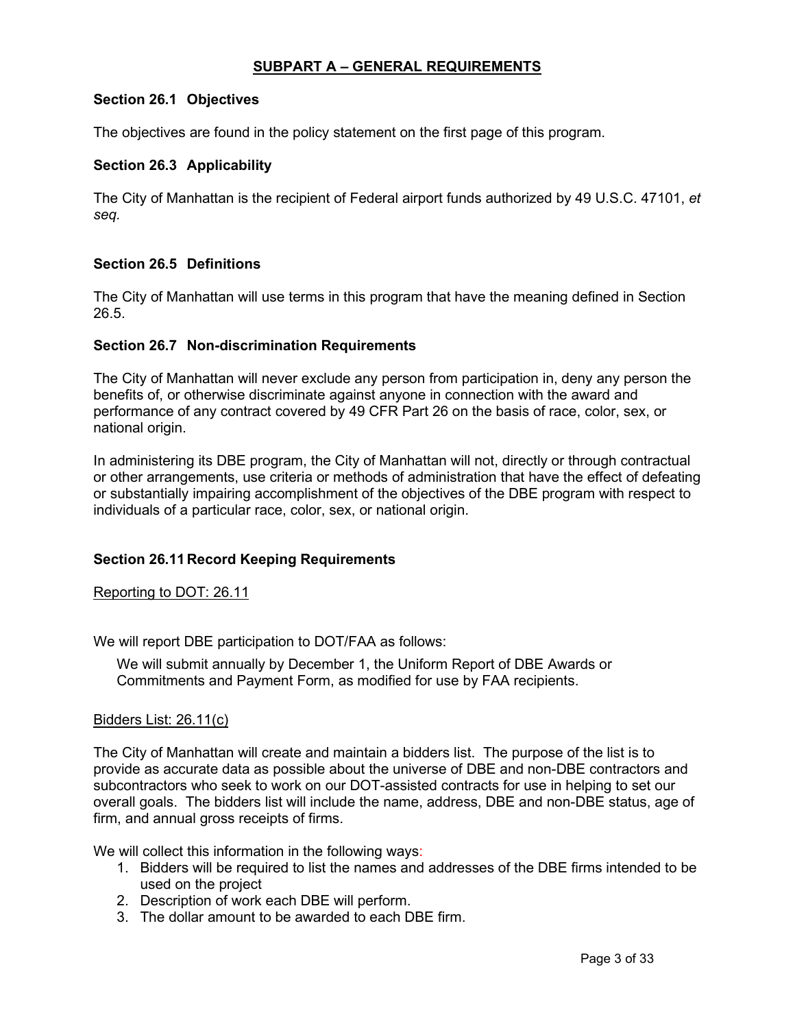## SUBPART A – GENERAL REQUIREMENTS

### Section 26.1 Objectives

The objectives are found in the policy statement on the first page of this program.

### Section 26.3 Applicability

The City of Manhattan is the recipient of Federal airport funds authorized by 49 U.S.C. 47101, *et seq.*

### Section 26.5 Definitions

The City of Manhattan will use terms in this program that have the meaning defined in Section 26.5.

### Section 26.7 Non-discrimination Requirements

The City of Manhattan will never exclude any person from participation in, deny any person the benefits of, or otherwise discriminate against anyone in connection with the award and performance of any contract covered by 49 CFR Part 26 on the basis of race, color, sex, or national origin.

In administering its DBE program, the City of Manhattan will not, directly or through contractual or other arrangements, use criteria or methods of administration that have the effect of defeating or substantially impairing accomplishment of the objectives of the DBE program with respect to individuals of a particular race, color, sex, or national origin.

### Section 26.11 Record Keeping Requirements

Reporting to DOT: 26.11

We will report DBE participation to DOT/FAA as follows:

We will submit annually by December 1, the Uniform Report of DBE Awards or Commitments and Payment Form, as modified for use by FAA recipients.

Bidders List: 26.11(c)

The City of Manhattan will create and maintain a bidders list. The purpose of the list is to provide as accurate data as possible about the universe of DBE and non-DBE contractors and subcontractors who seek to work on our DOT-assisted contracts for use in helping to set our overall goals. The bidders list will include the name, address, DBE and non-DBE status, age of firm, and annual gross receipts of firms.

We will collect this information in the following ways:

1. Bidders will be required to list the names and addresses of the DBE firms intended to be used on the project
2. Description of work each DBE will perform.
3. The dollar amount to be awarded to each DBE firm.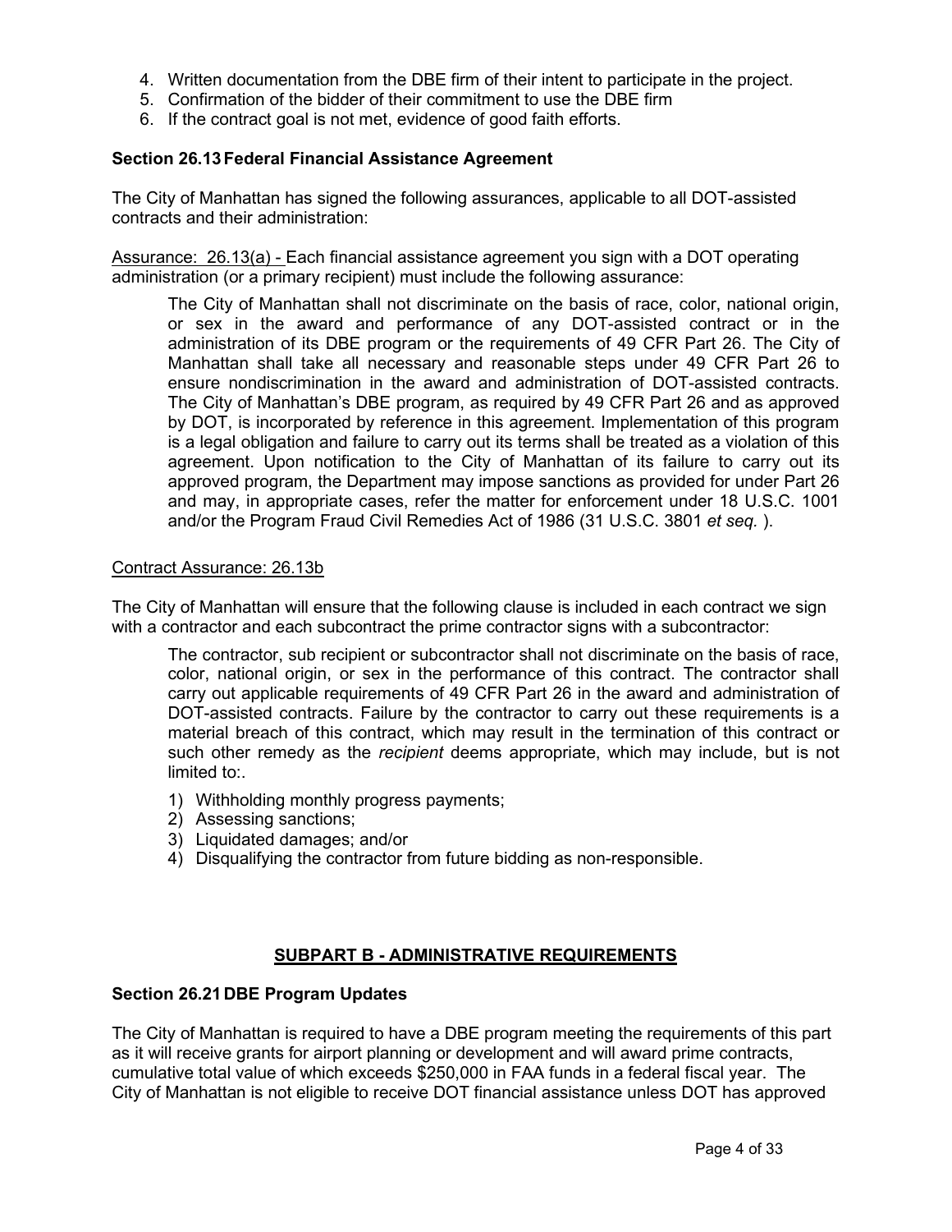4. Written documentation from the DBE firm of their intent to participate in the project.
5. Confirmation of the bidder of their commitment to use the DBE firm
6. If the contract goal is not met, evidence of good faith efforts.

**Section 26.13 Federal Financial Assistance Agreement**

The City of Manhattan has signed the following assurances, applicable to all DOT-assisted contracts and their administration:

<u>Assurance: 26.13(a) -</u> Each financial assistance agreement you sign with a DOT operating administration (or a primary recipient) must include the following assurance:

> The City of Manhattan shall not discriminate on the basis of race, color, national origin, or sex in the award and performance of any DOT-assisted contract or in the administration of its DBE program or the requirements of 49 CFR Part 26. The City of Manhattan shall take all necessary and reasonable steps under 49 CFR Part 26 to ensure nondiscrimination in the award and administration of DOT-assisted contracts. The City of Manhattan's DBE program, as required by 49 CFR Part 26 and as approved by DOT, is incorporated by reference in this agreement. Implementation of this program is a legal obligation and failure to carry out its terms shall be treated as a violation of this agreement. Upon notification to the City of Manhattan of its failure to carry out its approved program, the Department may impose sanctions as provided for under Part 26 and may, in appropriate cases, refer the matter for enforcement under 18 U.S.C. 1001 and/or the Program Fraud Civil Remedies Act of 1986 (31 U.S.C. 3801 *et seq.* ).

<u>Contract Assurance: 26.13b</u>

The City of Manhattan will ensure that the following clause is included in each contract we sign with a contractor and each subcontract the prime contractor signs with a subcontractor:

> The contractor, sub recipient or subcontractor shall not discriminate on the basis of race, color, national origin, or sex in the performance of this contract. The contractor shall carry out applicable requirements of 49 CFR Part 26 in the award and administration of DOT-assisted contracts. Failure by the contractor to carry out these requirements is a material breach of this contract, which may result in the termination of this contract or such other remedy as the *recipient* deems appropriate, which may include, but is not limited to:.
>
> 1) Withholding monthly progress payments;
> 2) Assessing sanctions;
> 3) Liquidated damages; and/or
> 4) Disqualifying the contractor from future bidding as non-responsible.

## <u>SUBPART B - ADMINISTRATIVE REQUIREMENTS</u>

**Section 26.21 DBE Program Updates**

The City of Manhattan is required to have a DBE program meeting the requirements of this part as it will receive grants for airport planning or development and will award prime contracts, cumulative total value of which exceeds $250,000 in FAA funds in a federal fiscal year. The City of Manhattan is not eligible to receive DOT financial assistance unless DOT has approved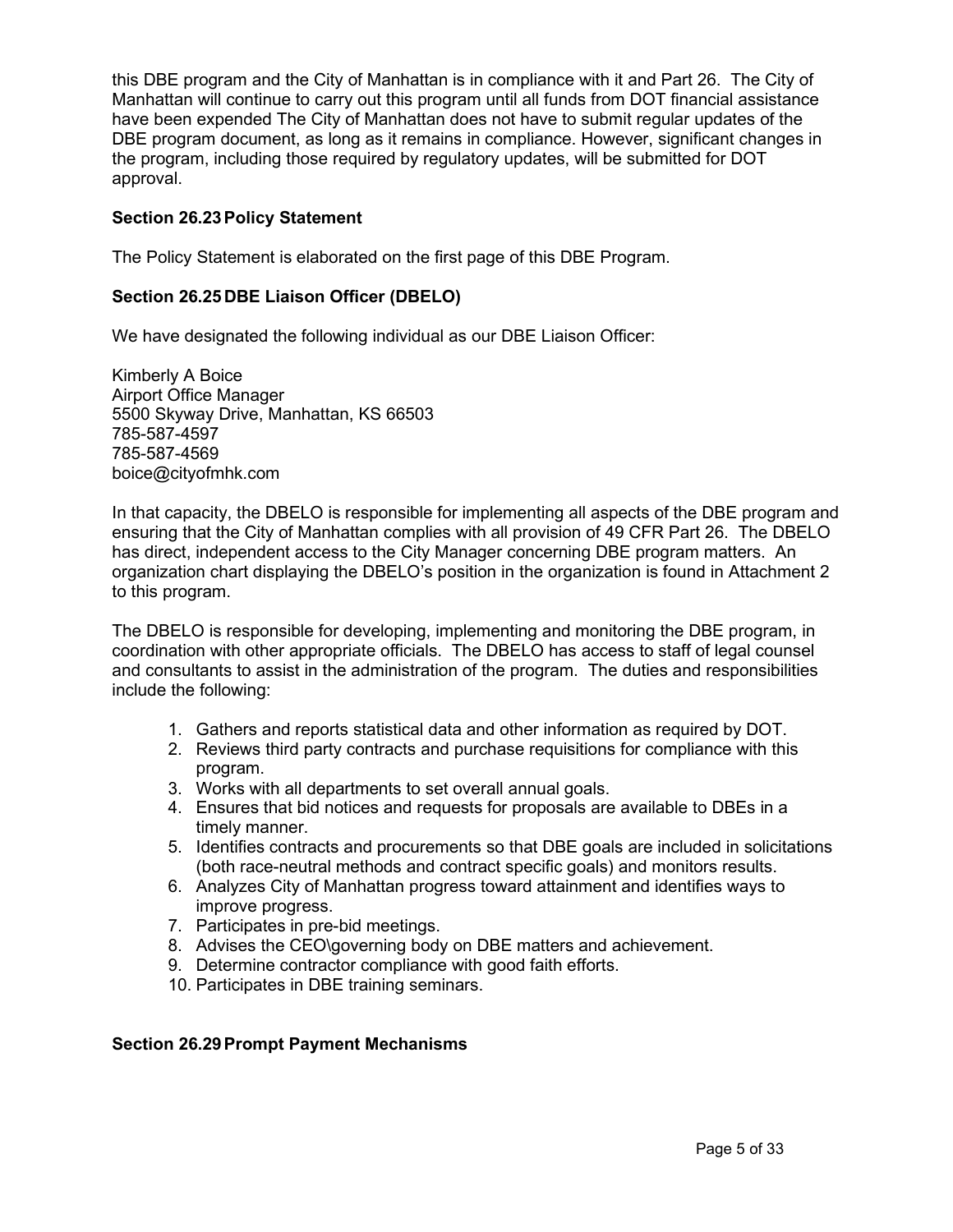this DBE program and the City of Manhattan is in compliance with it and Part 26. The City of Manhattan will continue to carry out this program until all funds from DOT financial assistance have been expended The City of Manhattan does not have to submit regular updates of the DBE program document, as long as it remains in compliance. However, significant changes in the program, including those required by regulatory updates, will be submitted for DOT approval.

**Section 26.23 Policy Statement**

The Policy Statement is elaborated on the first page of this DBE Program.

**Section 26.25 DBE Liaison Officer (DBELO)**

We have designated the following individual as our DBE Liaison Officer:

Kimberly A Boice
Airport Office Manager
5500 Skyway Drive, Manhattan, KS 66503
785-587-4597
785-587-4569
boice@cityofmhk.com

In that capacity, the DBELO is responsible for implementing all aspects of the DBE program and ensuring that the City of Manhattan complies with all provision of 49 CFR Part 26. The DBELO has direct, independent access to the City Manager concerning DBE program matters. An organization chart displaying the DBELO's position in the organization is found in Attachment 2 to this program.

The DBELO is responsible for developing, implementing and monitoring the DBE program, in coordination with other appropriate officials. The DBELO has access to staff of legal counsel and consultants to assist in the administration of the program. The duties and responsibilities include the following:

1. Gathers and reports statistical data and other information as required by DOT.
2. Reviews third party contracts and purchase requisitions for compliance with this program.
3. Works with all departments to set overall annual goals.
4. Ensures that bid notices and requests for proposals are available to DBEs in a timely manner.
5. Identifies contracts and procurements so that DBE goals are included in solicitations (both race-neutral methods and contract specific goals) and monitors results.
6. Analyzes City of Manhattan progress toward attainment and identifies ways to improve progress.
7. Participates in pre-bid meetings.
8. Advises the CEO\governing body on DBE matters and achievement.
9. Determine contractor compliance with good faith efforts.
10. Participates in DBE training seminars.

**Section 26.29 Prompt Payment Mechanisms**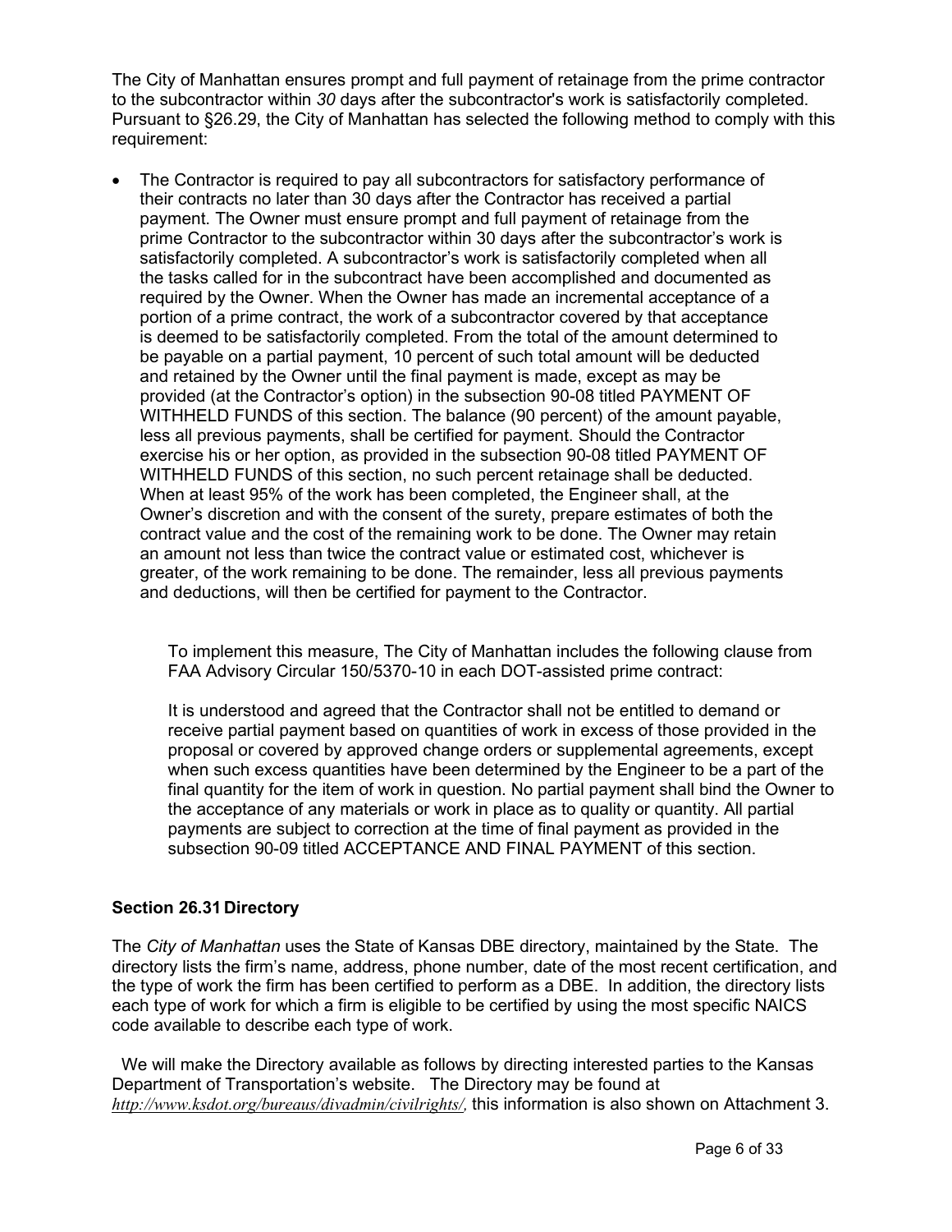The City of Manhattan ensures prompt and full payment of retainage from the prime contractor to the subcontractor within *30* days after the subcontractor's work is satisfactorily completed. Pursuant to §26.29, the City of Manhattan has selected the following method to comply with this requirement:

- The Contractor is required to pay all subcontractors for satisfactory performance of their contracts no later than 30 days after the Contractor has received a partial payment. The Owner must ensure prompt and full payment of retainage from the prime Contractor to the subcontractor within 30 days after the subcontractor's work is satisfactorily completed. A subcontractor's work is satisfactorily completed when all the tasks called for in the subcontract have been accomplished and documented as required by the Owner. When the Owner has made an incremental acceptance of a portion of a prime contract, the work of a subcontractor covered by that acceptance is deemed to be satisfactorily completed. From the total of the amount determined to be payable on a partial payment, 10 percent of such total amount will be deducted and retained by the Owner until the final payment is made, except as may be provided (at the Contractor's option) in the subsection 90-08 titled PAYMENT OF WITHHELD FUNDS of this section. The balance (90 percent) of the amount payable, less all previous payments, shall be certified for payment. Should the Contractor exercise his or her option, as provided in the subsection 90-08 titled PAYMENT OF WITHHELD FUNDS of this section, no such percent retainage shall be deducted. When at least 95% of the work has been completed, the Engineer shall, at the Owner's discretion and with the consent of the surety, prepare estimates of both the contract value and the cost of the remaining work to be done. The Owner may retain an amount not less than twice the contract value or estimated cost, whichever is greater, of the work remaining to be done. The remainder, less all previous payments and deductions, will then be certified for payment to the Contractor.

  To implement this measure, The City of Manhattan includes the following clause from FAA Advisory Circular 150/5370-10 in each DOT-assisted prime contract:

  It is understood and agreed that the Contractor shall not be entitled to demand or receive partial payment based on quantities of work in excess of those provided in the proposal or covered by approved change orders or supplemental agreements, except when such excess quantities have been determined by the Engineer to be a part of the final quantity for the item of work in question. No partial payment shall bind the Owner to the acceptance of any materials or work in place as to quality or quantity. All partial payments are subject to correction at the time of final payment as provided in the subsection 90-09 titled ACCEPTANCE AND FINAL PAYMENT of this section.

### Section 26.31 Directory

The *City of Manhattan* uses the State of Kansas DBE directory, maintained by the State. The directory lists the firm's name, address, phone number, date of the most recent certification, and the type of work the firm has been certified to perform as a DBE. In addition, the directory lists each type of work for which a firm is eligible to be certified by using the most specific NAICS code available to describe each type of work.

We will make the Directory available as follows by directing interested parties to the Kansas Department of Transportation's website. The Directory may be found at *http://www.ksdot.org/bureaus/divadmin/civilrights/*, this information is also shown on Attachment 3.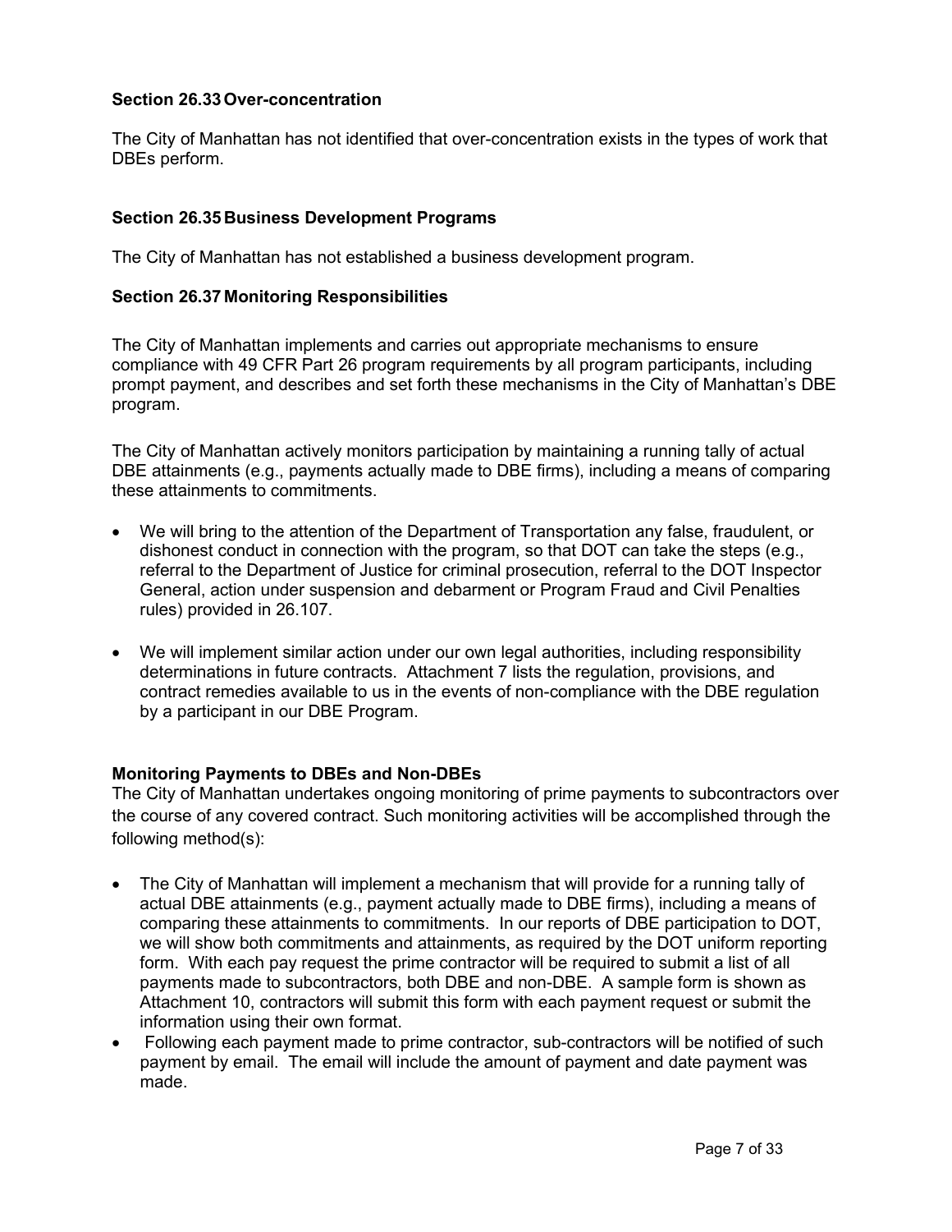### Section 26.33 Over-concentration

The City of Manhattan has not identified that over-concentration exists in the types of work that DBEs perform.

### Section 26.35 Business Development Programs

The City of Manhattan has not established a business development program.

### Section 26.37 Monitoring Responsibilities

The City of Manhattan implements and carries out appropriate mechanisms to ensure compliance with 49 CFR Part 26 program requirements by all program participants, including prompt payment, and describes and set forth these mechanisms in the City of Manhattan's DBE program.

The City of Manhattan actively monitors participation by maintaining a running tally of actual DBE attainments (e.g., payments actually made to DBE firms), including a means of comparing these attainments to commitments.

- We will bring to the attention of the Department of Transportation any false, fraudulent, or dishonest conduct in connection with the program, so that DOT can take the steps (e.g., referral to the Department of Justice for criminal prosecution, referral to the DOT Inspector General, action under suspension and debarment or Program Fraud and Civil Penalties rules) provided in 26.107.
- We will implement similar action under our own legal authorities, including responsibility determinations in future contracts. Attachment 7 lists the regulation, provisions, and contract remedies available to us in the events of non-compliance with the DBE regulation by a participant in our DBE Program.

### Monitoring Payments to DBEs and Non-DBEs

The City of Manhattan undertakes ongoing monitoring of prime payments to subcontractors over the course of any covered contract. Such monitoring activities will be accomplished through the following method(s):

- The City of Manhattan will implement a mechanism that will provide for a running tally of actual DBE attainments (e.g., payment actually made to DBE firms), including a means of comparing these attainments to commitments. In our reports of DBE participation to DOT, we will show both commitments and attainments, as required by the DOT uniform reporting form. With each pay request the prime contractor will be required to submit a list of all payments made to subcontractors, both DBE and non-DBE. A sample form is shown as Attachment 10, contractors will submit this form with each payment request or submit the information using their own format.
- Following each payment made to prime contractor, sub-contractors will be notified of such payment by email. The email will include the amount of payment and date payment was made.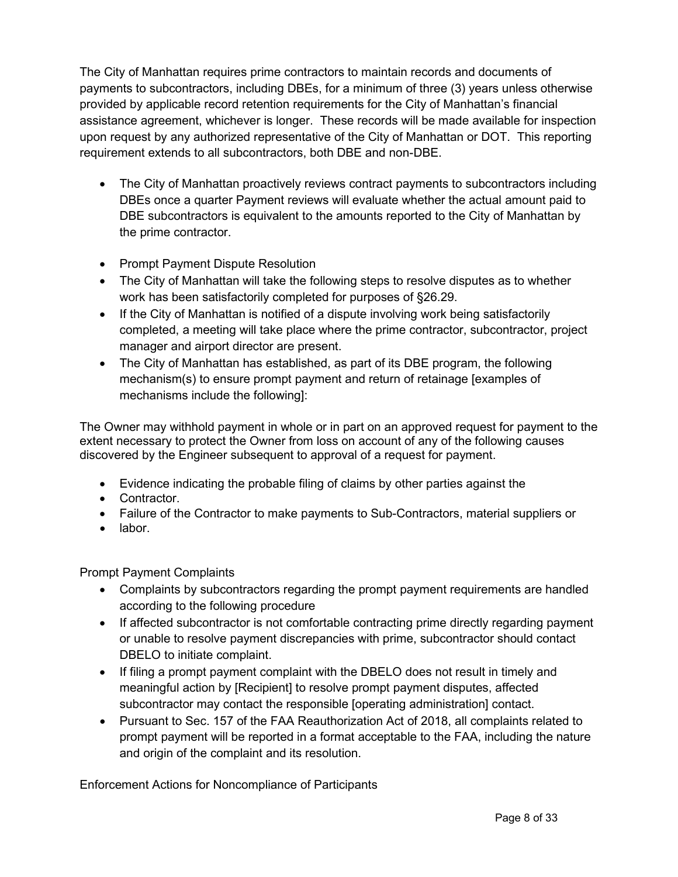The City of Manhattan requires prime contractors to maintain records and documents of payments to subcontractors, including DBEs, for a minimum of three (3) years unless otherwise provided by applicable record retention requirements for the City of Manhattan's financial assistance agreement, whichever is longer. These records will be made available for inspection upon request by any authorized representative of the City of Manhattan or DOT. This reporting requirement extends to all subcontractors, both DBE and non-DBE.

- The City of Manhattan proactively reviews contract payments to subcontractors including DBEs once a quarter Payment reviews will evaluate whether the actual amount paid to DBE subcontractors is equivalent to the amounts reported to the City of Manhattan by the prime contractor.

- Prompt Payment Dispute Resolution
- The City of Manhattan will take the following steps to resolve disputes as to whether work has been satisfactorily completed for purposes of §26.29.
- If the City of Manhattan is notified of a dispute involving work being satisfactorily completed, a meeting will take place where the prime contractor, subcontractor, project manager and airport director are present.
- The City of Manhattan has established, as part of its DBE program, the following mechanism(s) to ensure prompt payment and return of retainage [examples of mechanisms include the following]:

The Owner may withhold payment in whole or in part on an approved request for payment to the extent necessary to protect the Owner from loss on account of any of the following causes discovered by the Engineer subsequent to approval of a request for payment.

- Evidence indicating the probable filing of claims by other parties against the
- Contractor.
- Failure of the Contractor to make payments to Sub-Contractors, material suppliers or
- labor.

Prompt Payment Complaints

- Complaints by subcontractors regarding the prompt payment requirements are handled according to the following procedure
- If affected subcontractor is not comfortable contracting prime directly regarding payment or unable to resolve payment discrepancies with prime, subcontractor should contact DBELO to initiate complaint.
- If filing a prompt payment complaint with the DBELO does not result in timely and meaningful action by [Recipient] to resolve prompt payment disputes, affected subcontractor may contact the responsible [operating administration] contact.
- Pursuant to Sec. 157 of the FAA Reauthorization Act of 2018, all complaints related to prompt payment will be reported in a format acceptable to the FAA, including the nature and origin of the complaint and its resolution.

Enforcement Actions for Noncompliance of Participants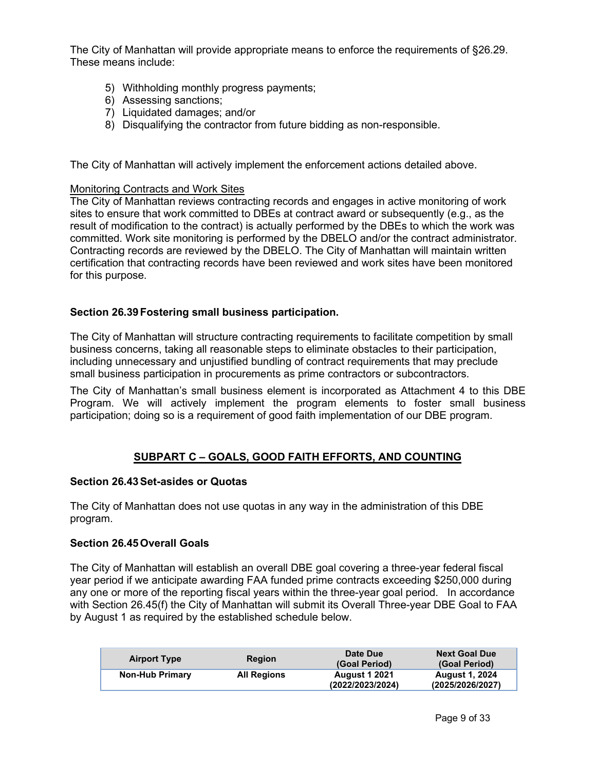The City of Manhattan will provide appropriate means to enforce the requirements of §26.29. These means include:

5) Withholding monthly progress payments;
6) Assessing sanctions;
7) Liquidated damages; and/or
8) Disqualifying the contractor from future bidding as non-responsible.

The City of Manhattan will actively implement the enforcement actions detailed above.

<u>Monitoring Contracts and Work Sites</u>

The City of Manhattan reviews contracting records and engages in active monitoring of work sites to ensure that work committed to DBEs at contract award or subsequently (e.g., as the result of modification to the contract) is actually performed by the DBEs to which the work was committed. Work site monitoring is performed by the DBELO and/or the contract administrator. Contracting records are reviewed by the DBELO. The City of Manhattan will maintain written certification that contracting records have been reviewed and work sites have been monitored for this purpose.

### Section 26.39 Fostering small business participation.

The City of Manhattan will structure contracting requirements to facilitate competition by small business concerns, taking all reasonable steps to eliminate obstacles to their participation, including unnecessary and unjustified bundling of contract requirements that may preclude small business participation in procurements as prime contractors or subcontractors.

The City of Manhattan's small business element is incorporated as Attachment 4 to this DBE Program. We will actively implement the program elements to foster small business participation; doing so is a requirement of good faith implementation of our DBE program.

## SUBPART C – GOALS, GOOD FAITH EFFORTS, AND COUNTING

### Section 26.43 Set-asides or Quotas

The City of Manhattan does not use quotas in any way in the administration of this DBE program.

### Section 26.45 Overall Goals

The City of Manhattan will establish an overall DBE goal covering a three-year federal fiscal year period if we anticipate awarding FAA funded prime contracts exceeding $250,000 during any one or more of the reporting fiscal years within the three-year goal period. In accordance with Section 26.45(f) the City of Manhattan will submit its Overall Three-year DBE Goal to FAA by August 1 as required by the established schedule below.

| Airport Type | Region | Date Due (Goal Period) | Next Goal Due (Goal Period) |
|---|---|---|---|
| **Non-Hub Primary** | **All Regions** | **August 1 2021 (2022/2023/2024)** | **August 1, 2024 (2025/2026/2027)** |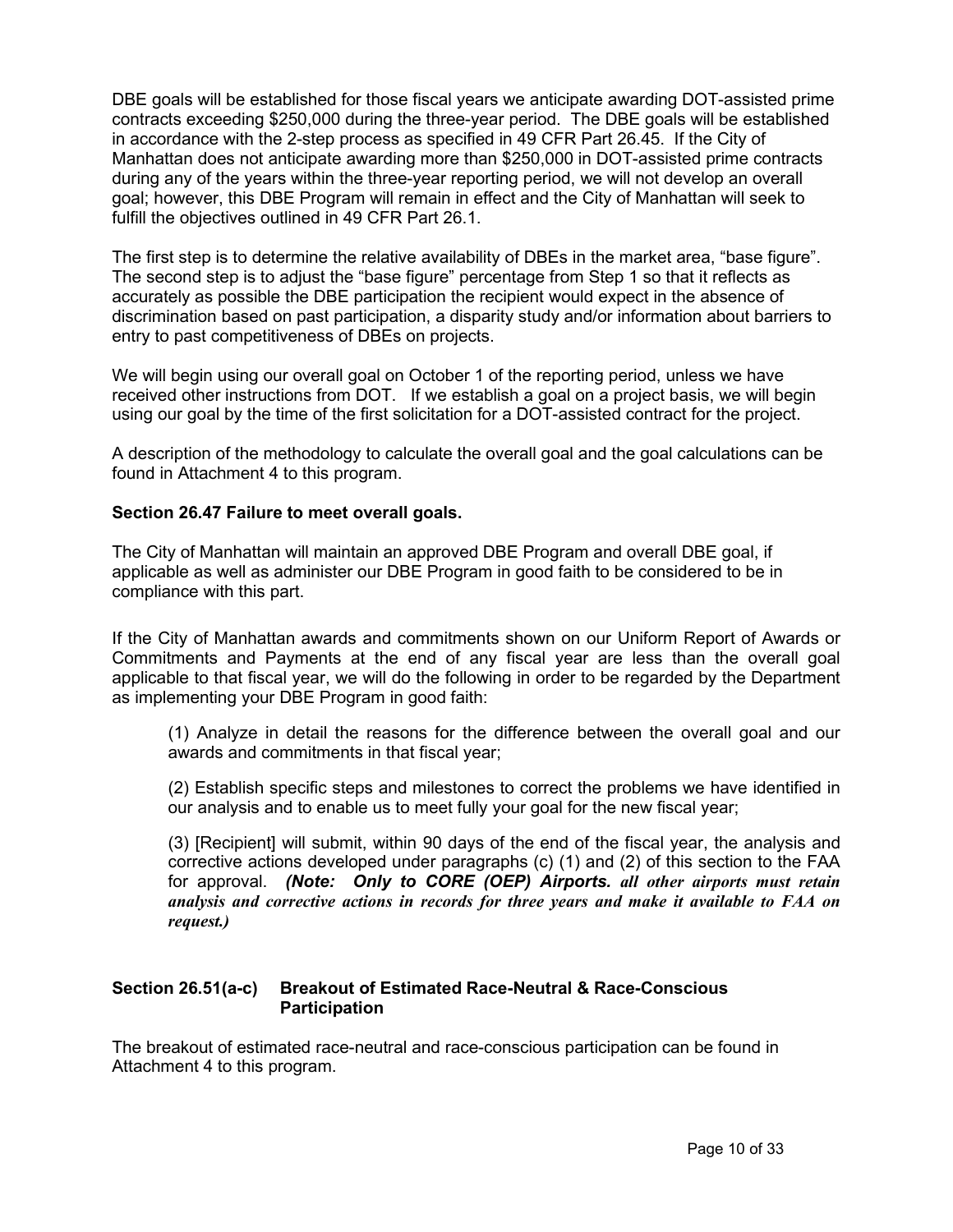DBE goals will be established for those fiscal years we anticipate awarding DOT-assisted prime contracts exceeding $250,000 during the three-year period. The DBE goals will be established in accordance with the 2-step process as specified in 49 CFR Part 26.45. If the City of Manhattan does not anticipate awarding more than $250,000 in DOT-assisted prime contracts during any of the years within the three-year reporting period, we will not develop an overall goal; however, this DBE Program will remain in effect and the City of Manhattan will seek to fulfill the objectives outlined in 49 CFR Part 26.1.

The first step is to determine the relative availability of DBEs in the market area, "base figure". The second step is to adjust the "base figure" percentage from Step 1 so that it reflects as accurately as possible the DBE participation the recipient would expect in the absence of discrimination based on past participation, a disparity study and/or information about barriers to entry to past competitiveness of DBEs on projects.

We will begin using our overall goal on October 1 of the reporting period, unless we have received other instructions from DOT. If we establish a goal on a project basis, we will begin using our goal by the time of the first solicitation for a DOT-assisted contract for the project.

A description of the methodology to calculate the overall goal and the goal calculations can be found in Attachment 4 to this program.

**Section 26.47 Failure to meet overall goals.**

The City of Manhattan will maintain an approved DBE Program and overall DBE goal, if applicable as well as administer our DBE Program in good faith to be considered to be in compliance with this part.

If the City of Manhattan awards and commitments shown on our Uniform Report of Awards or Commitments and Payments at the end of any fiscal year are less than the overall goal applicable to that fiscal year, we will do the following in order to be regarded by the Department as implementing your DBE Program in good faith:

(1) Analyze in detail the reasons for the difference between the overall goal and our awards and commitments in that fiscal year;

(2) Establish specific steps and milestones to correct the problems we have identified in our analysis and to enable us to meet fully your goal for the new fiscal year;

(3) [Recipient] will submit, within 90 days of the end of the fiscal year, the analysis and corrective actions developed under paragraphs (c) (1) and (2) of this section to the FAA for approval. ***(Note: Only to CORE (OEP) Airports. all other airports must retain analysis and corrective actions in records for three years and make it available to FAA on request.)***

**Section 26.51(a-c) Breakout of Estimated Race-Neutral & Race-Conscious Participation**

The breakout of estimated race-neutral and race-conscious participation can be found in Attachment 4 to this program.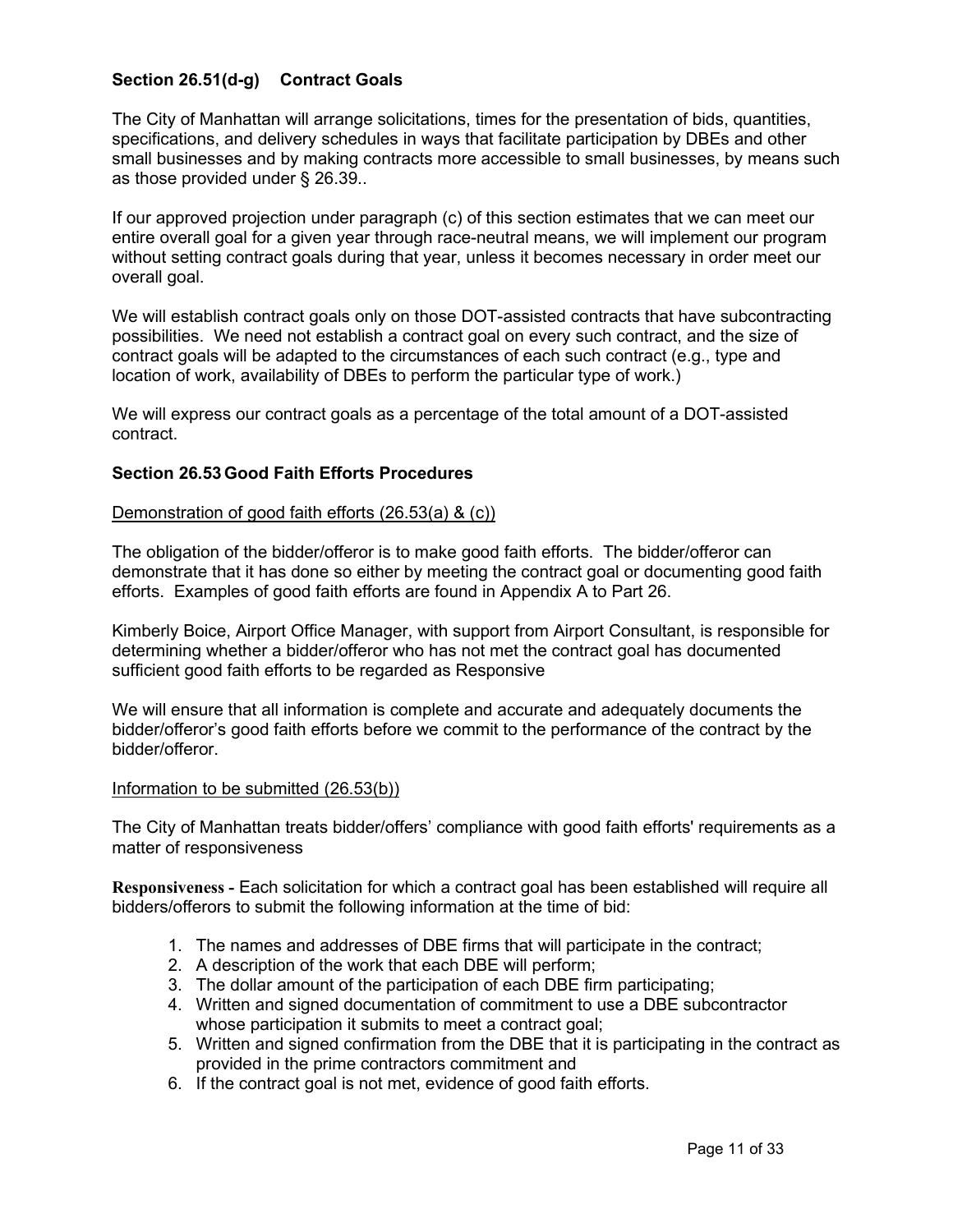### Section 26.51(d-g) Contract Goals

The City of Manhattan will arrange solicitations, times for the presentation of bids, quantities, specifications, and delivery schedules in ways that facilitate participation by DBEs and other small businesses and by making contracts more accessible to small businesses, by means such as those provided under § 26.39..

If our approved projection under paragraph (c) of this section estimates that we can meet our entire overall goal for a given year through race-neutral means, we will implement our program without setting contract goals during that year, unless it becomes necessary in order meet our overall goal.

We will establish contract goals only on those DOT-assisted contracts that have subcontracting possibilities. We need not establish a contract goal on every such contract, and the size of contract goals will be adapted to the circumstances of each such contract (e.g., type and location of work, availability of DBEs to perform the particular type of work.)

We will express our contract goals as a percentage of the total amount of a DOT-assisted contract.

### Section 26.53 Good Faith Efforts Procedures

Demonstration of good faith efforts (26.53(a) & (c))

The obligation of the bidder/offeror is to make good faith efforts. The bidder/offeror can demonstrate that it has done so either by meeting the contract goal or documenting good faith efforts. Examples of good faith efforts are found in Appendix A to Part 26.

Kimberly Boice, Airport Office Manager, with support from Airport Consultant, is responsible for determining whether a bidder/offeror who has not met the contract goal has documented sufficient good faith efforts to be regarded as Responsive

We will ensure that all information is complete and accurate and adequately documents the bidder/offeror's good faith efforts before we commit to the performance of the contract by the bidder/offeror.

Information to be submitted (26.53(b))

The City of Manhattan treats bidder/offers' compliance with good faith efforts' requirements as a matter of responsiveness

**Responsiveness -** Each solicitation for which a contract goal has been established will require all bidders/offerors to submit the following information at the time of bid:

1. The names and addresses of DBE firms that will participate in the contract;
2. A description of the work that each DBE will perform;
3. The dollar amount of the participation of each DBE firm participating;
4. Written and signed documentation of commitment to use a DBE subcontractor whose participation it submits to meet a contract goal;
5. Written and signed confirmation from the DBE that it is participating in the contract as provided in the prime contractors commitment and
6. If the contract goal is not met, evidence of good faith efforts.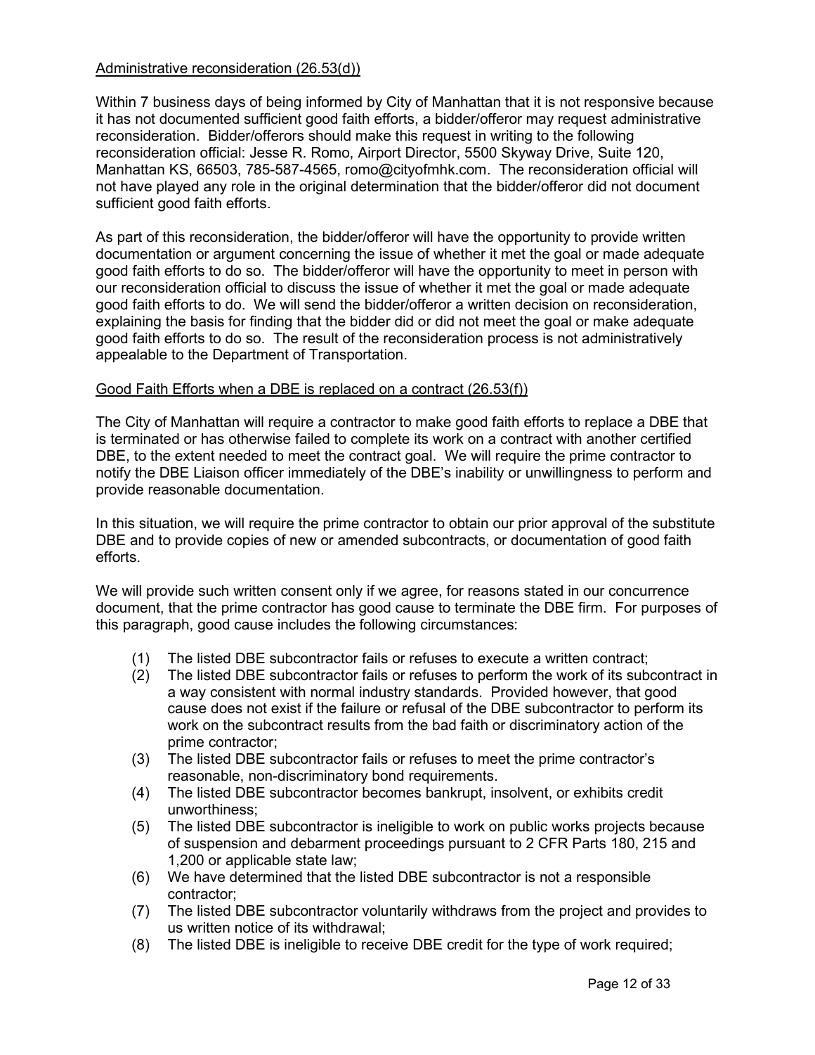Administrative reconsideration (26.53(d))

Within 7 business days of being informed by City of Manhattan that it is not responsive because it has not documented sufficient good faith efforts, a bidder/offeror may request administrative reconsideration. Bidder/offerors should make this request in writing to the following reconsideration official: Jesse R. Romo, Airport Director, 5500 Skyway Drive, Suite 120, Manhattan KS, 66503, 785-587-4565, romo@cityofmhk.com. The reconsideration official will not have played any role in the original determination that the bidder/offeror did not document sufficient good faith efforts.

As part of this reconsideration, the bidder/offeror will have the opportunity to provide written documentation or argument concerning the issue of whether it met the goal or made adequate good faith efforts to do so. The bidder/offeror will have the opportunity to meet in person with our reconsideration official to discuss the issue of whether it met the goal or made adequate good faith efforts to do. We will send the bidder/offeror a written decision on reconsideration, explaining the basis for finding that the bidder did or did not meet the goal or make adequate good faith efforts to do so. The result of the reconsideration process is not administratively appealable to the Department of Transportation.

Good Faith Efforts when a DBE is replaced on a contract (26.53(f))

The City of Manhattan will require a contractor to make good faith efforts to replace a DBE that is terminated or has otherwise failed to complete its work on a contract with another certified DBE, to the extent needed to meet the contract goal. We will require the prime contractor to notify the DBE Liaison officer immediately of the DBE's inability or unwillingness to perform and provide reasonable documentation.

In this situation, we will require the prime contractor to obtain our prior approval of the substitute DBE and to provide copies of new or amended subcontracts, or documentation of good faith efforts.

We will provide such written consent only if we agree, for reasons stated in our concurrence document, that the prime contractor has good cause to terminate the DBE firm. For purposes of this paragraph, good cause includes the following circumstances:

(1) The listed DBE subcontractor fails or refuses to execute a written contract;
(2) The listed DBE subcontractor fails or refuses to perform the work of its subcontract in a way consistent with normal industry standards. Provided however, that good cause does not exist if the failure or refusal of the DBE subcontractor to perform its work on the subcontract results from the bad faith or discriminatory action of the prime contractor;
(3) The listed DBE subcontractor fails or refuses to meet the prime contractor's reasonable, non-discriminatory bond requirements.
(4) The listed DBE subcontractor becomes bankrupt, insolvent, or exhibits credit unworthiness;
(5) The listed DBE subcontractor is ineligible to work on public works projects because of suspension and debarment proceedings pursuant to 2 CFR Parts 180, 215 and 1,200 or applicable state law;
(6) We have determined that the listed DBE subcontractor is not a responsible contractor;
(7) The listed DBE subcontractor voluntarily withdraws from the project and provides to us written notice of its withdrawal;
(8) The listed DBE is ineligible to receive DBE credit for the type of work required;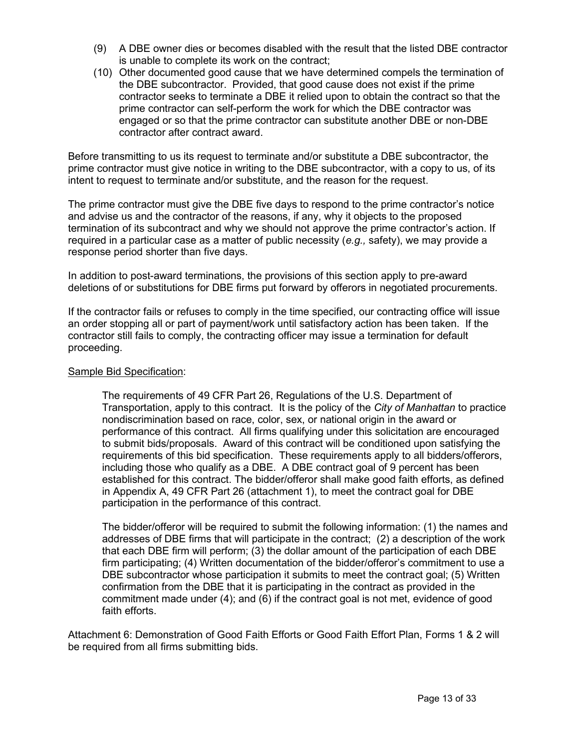(9) A DBE owner dies or becomes disabled with the result that the listed DBE contractor is unable to complete its work on the contract;

(10) Other documented good cause that we have determined compels the termination of the DBE subcontractor. Provided, that good cause does not exist if the prime contractor seeks to terminate a DBE it relied upon to obtain the contract so that the prime contractor can self-perform the work for which the DBE contractor was engaged or so that the prime contractor can substitute another DBE or non-DBE contractor after contract award.

Before transmitting to us its request to terminate and/or substitute a DBE subcontractor, the prime contractor must give notice in writing to the DBE subcontractor, with a copy to us, of its intent to request to terminate and/or substitute, and the reason for the request.

The prime contractor must give the DBE five days to respond to the prime contractor's notice and advise us and the contractor of the reasons, if any, why it objects to the proposed termination of its subcontract and why we should not approve the prime contractor's action. If required in a particular case as a matter of public necessity (*e.g.,* safety), we may provide a response period shorter than five days.

In addition to post-award terminations, the provisions of this section apply to pre-award deletions of or substitutions for DBE firms put forward by offerors in negotiated procurements.

If the contractor fails or refuses to comply in the time specified, our contracting office will issue an order stopping all or part of payment/work until satisfactory action has been taken. If the contractor still fails to comply, the contracting officer may issue a termination for default proceeding.

<u>Sample Bid Specification</u>:

> The requirements of 49 CFR Part 26, Regulations of the U.S. Department of Transportation, apply to this contract. It is the policy of the *City of Manhattan* to practice nondiscrimination based on race, color, sex, or national origin in the award or performance of this contract. All firms qualifying under this solicitation are encouraged to submit bids/proposals. Award of this contract will be conditioned upon satisfying the requirements of this bid specification. These requirements apply to all bidders/offerors, including those who qualify as a DBE. A DBE contract goal of 9 percent has been established for this contract. The bidder/offeror shall make good faith efforts, as defined in Appendix A, 49 CFR Part 26 (attachment 1), to meet the contract goal for DBE participation in the performance of this contract.
>
> The bidder/offeror will be required to submit the following information: (1) the names and addresses of DBE firms that will participate in the contract; (2) a description of the work that each DBE firm will perform; (3) the dollar amount of the participation of each DBE firm participating; (4) Written documentation of the bidder/offeror's commitment to use a DBE subcontractor whose participation it submits to meet the contract goal; (5) Written confirmation from the DBE that it is participating in the contract as provided in the commitment made under (4); and (6) if the contract goal is not met, evidence of good faith efforts.

Attachment 6: Demonstration of Good Faith Efforts or Good Faith Effort Plan, Forms 1 & 2 will be required from all firms submitting bids.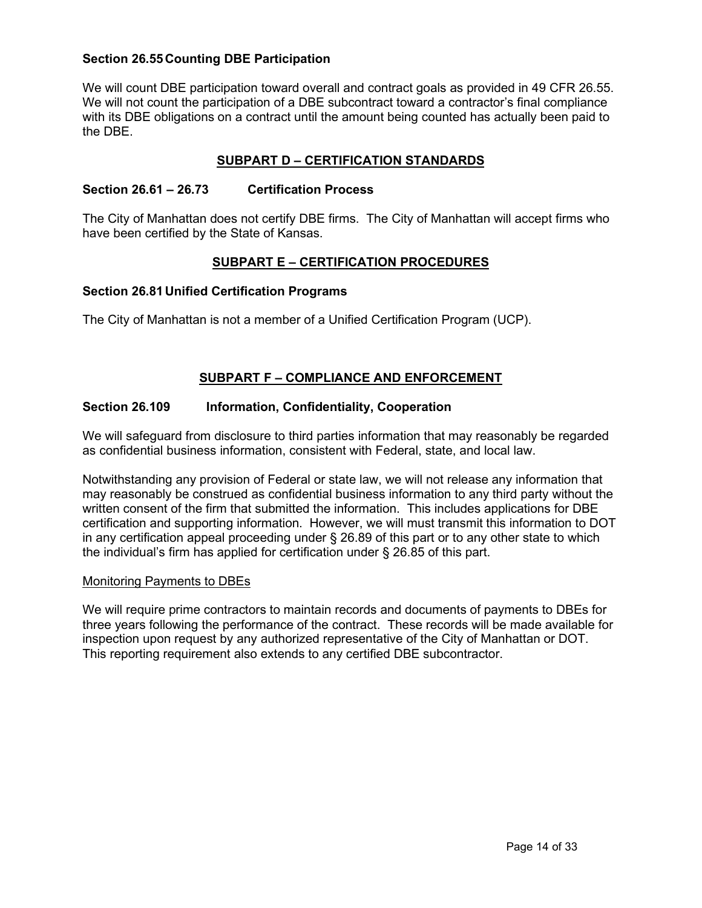### Section 26.55 Counting DBE Participation

We will count DBE participation toward overall and contract goals as provided in 49 CFR 26.55. We will not count the participation of a DBE subcontract toward a contractor's final compliance with its DBE obligations on a contract until the amount being counted has actually been paid to the DBE.

## SUBPART D – CERTIFICATION STANDARDS

### Section 26.61 – 26.73 Certification Process

The City of Manhattan does not certify DBE firms. The City of Manhattan will accept firms who have been certified by the State of Kansas.

## SUBPART E – CERTIFICATION PROCEDURES

### Section 26.81 Unified Certification Programs

The City of Manhattan is not a member of a Unified Certification Program (UCP).

## SUBPART F – COMPLIANCE AND ENFORCEMENT

### Section 26.109 Information, Confidentiality, Cooperation

We will safeguard from disclosure to third parties information that may reasonably be regarded as confidential business information, consistent with Federal, state, and local law.

Notwithstanding any provision of Federal or state law, we will not release any information that may reasonably be construed as confidential business information to any third party without the written consent of the firm that submitted the information. This includes applications for DBE certification and supporting information. However, we will must transmit this information to DOT in any certification appeal proceeding under § 26.89 of this part or to any other state to which the individual's firm has applied for certification under § 26.85 of this part.

Monitoring Payments to DBEs

We will require prime contractors to maintain records and documents of payments to DBEs for three years following the performance of the contract. These records will be made available for inspection upon request by any authorized representative of the City of Manhattan or DOT. This reporting requirement also extends to any certified DBE subcontractor.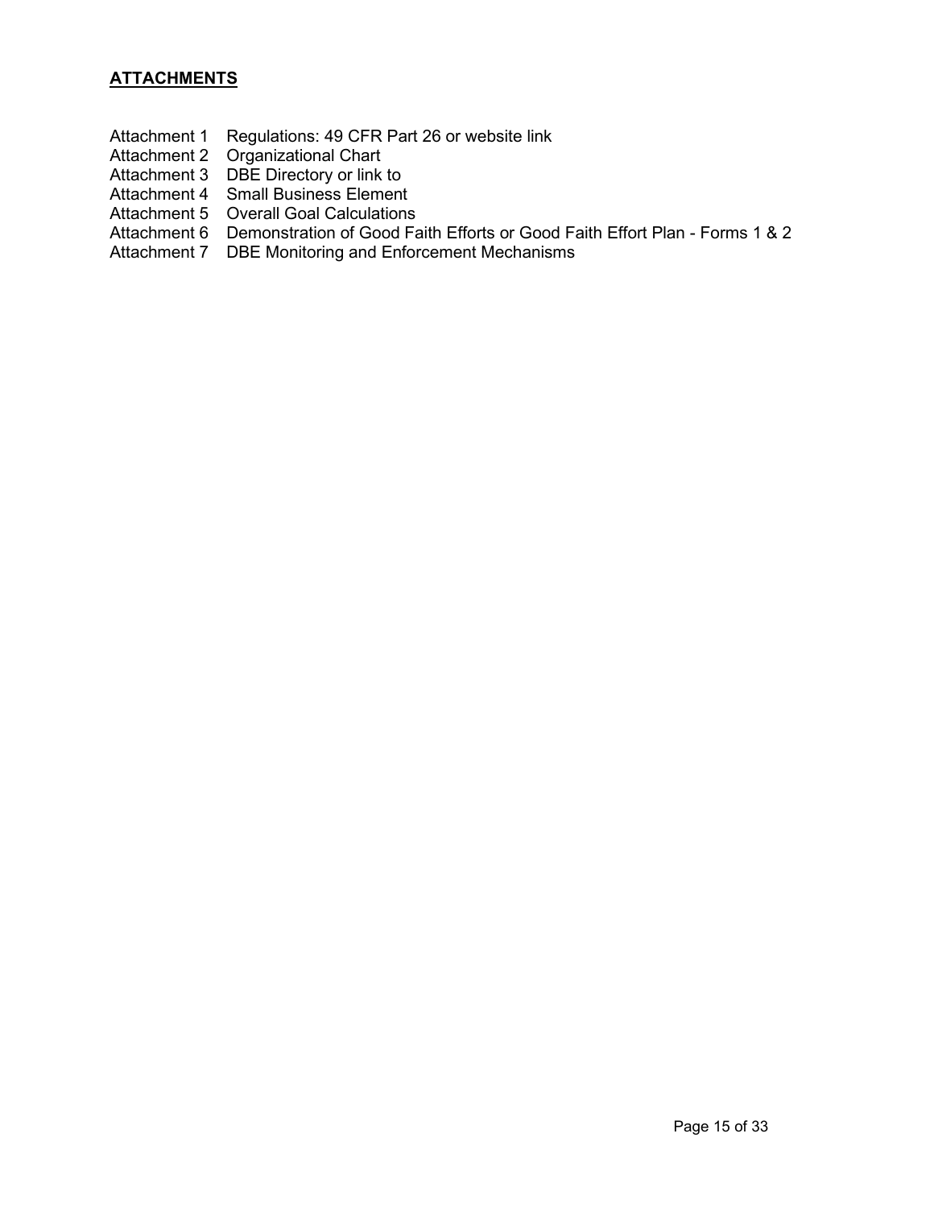## **ATTACHMENTS**

Attachment 1 Regulations: 49 CFR Part 26 or website link
Attachment 2 Organizational Chart
Attachment 3 DBE Directory or link to
Attachment 4 Small Business Element
Attachment 5 Overall Goal Calculations
Attachment 6 Demonstration of Good Faith Efforts or Good Faith Effort Plan - Forms 1 & 2
Attachment 7 DBE Monitoring and Enforcement Mechanisms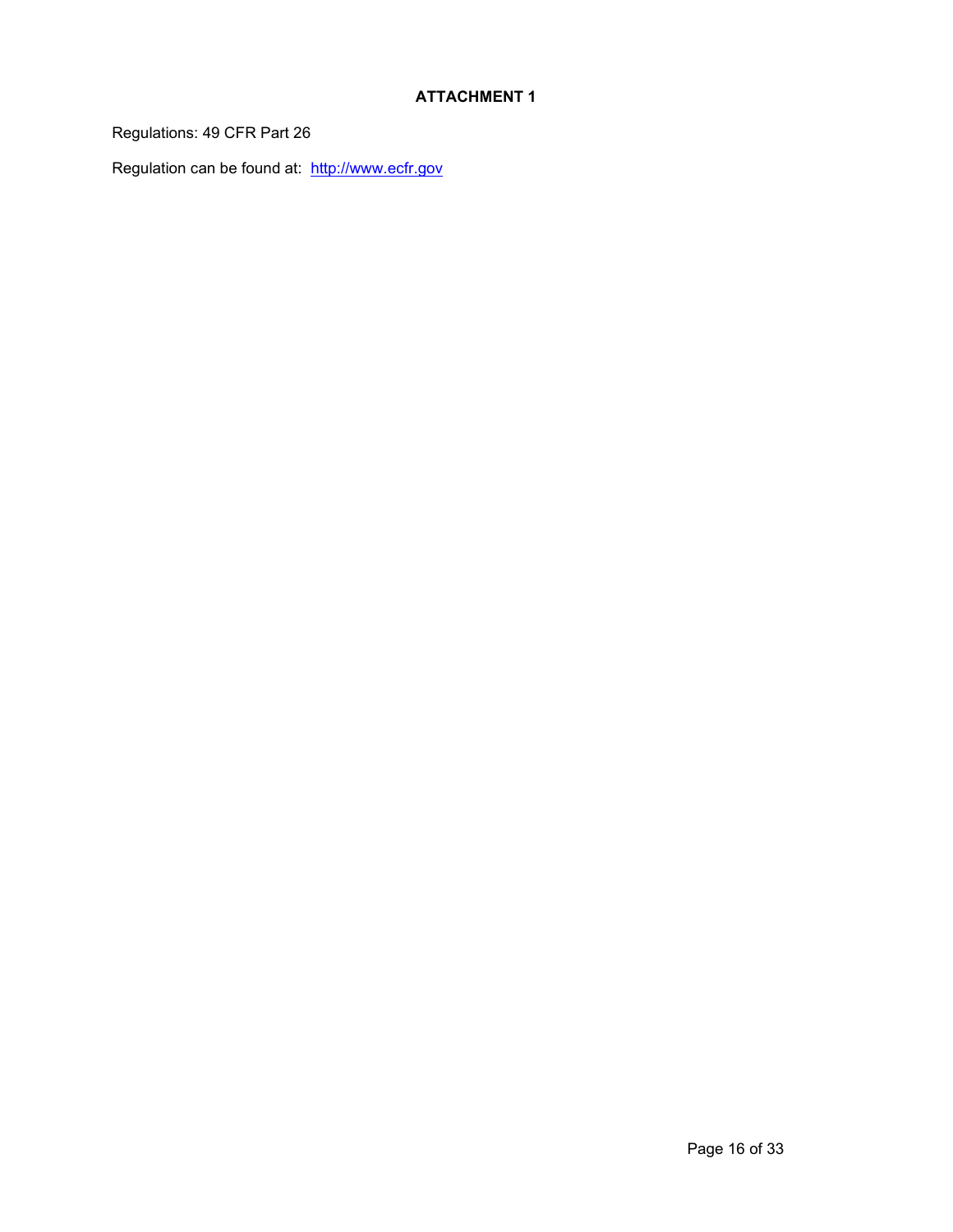## ATTACHMENT 1

Regulations: 49 CFR Part 26

Regulation can be found at: [http://www.ecfr.gov](http://www.ecfr.gov)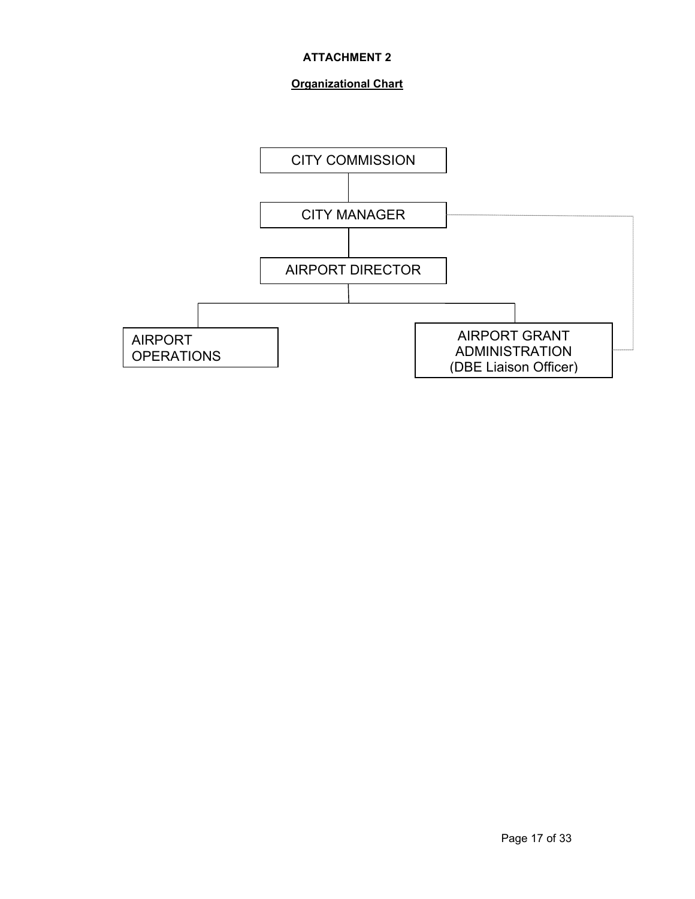**ATTACHMENT 2**

**Organizational Chart**

CITY COMMISSION

CITY MANAGER

AIRPORT DIRECTOR

AIRPORT OPERATIONS

AIRPORT GRANT ADMINISTRATION (DBE Liaison Officer)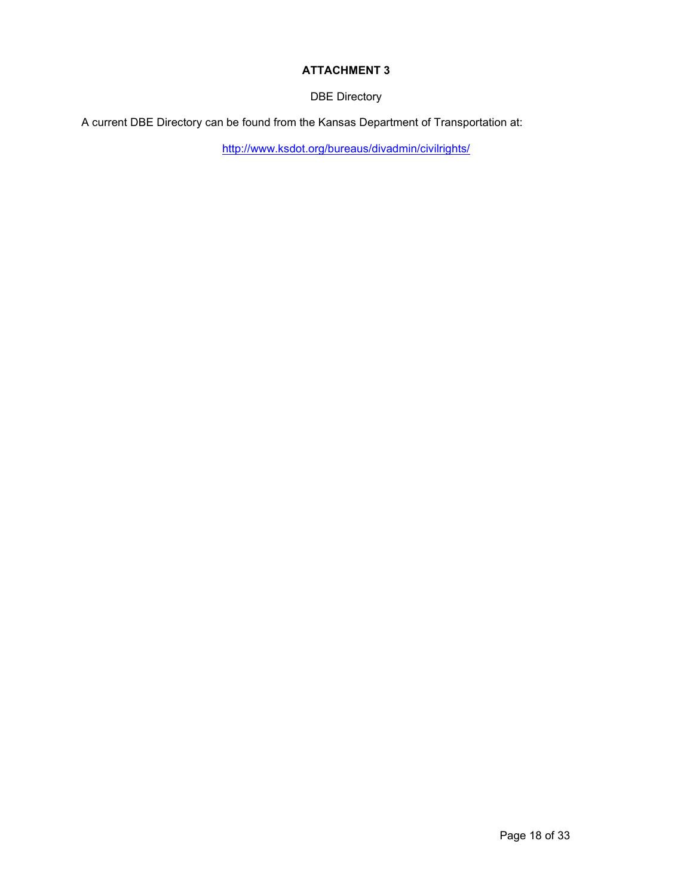**ATTACHMENT 3**

DBE Directory

A current DBE Directory can be found from the Kansas Department of Transportation at:

http://www.ksdot.org/bureaus/divadmin/civilrights/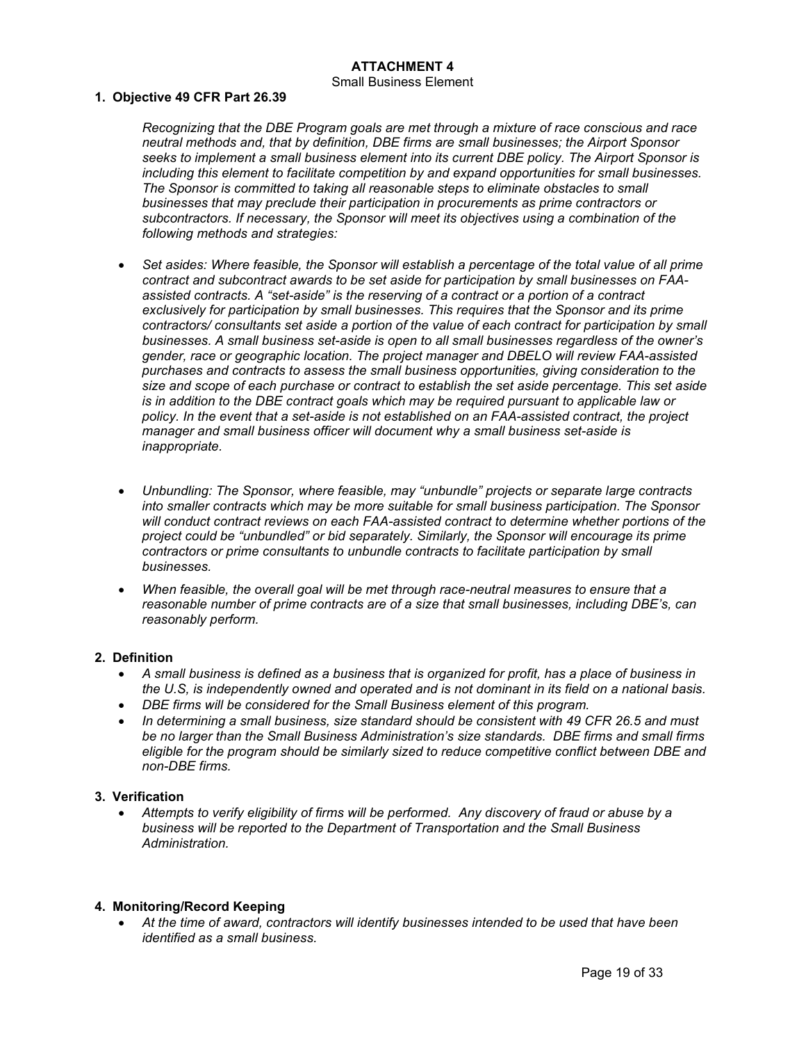**ATTACHMENT 4**

Small Business Element

**1. Objective 49 CFR Part 26.39**

*Recognizing that the DBE Program goals are met through a mixture of race conscious and race neutral methods and, that by definition, DBE firms are small businesses; the Airport Sponsor seeks to implement a small business element into its current DBE policy. The Airport Sponsor is including this element to facilitate competition by and expand opportunities for small businesses. The Sponsor is committed to taking all reasonable steps to eliminate obstacles to small businesses that may preclude their participation in procurements as prime contractors or subcontractors. If necessary, the Sponsor will meet its objectives using a combination of the following methods and strategies:*

- *Set asides: Where feasible, the Sponsor will establish a percentage of the total value of all prime contract and subcontract awards to be set aside for participation by small businesses on FAA-assisted contracts. A "set-aside" is the reserving of a contract or a portion of a contract exclusively for participation by small businesses. This requires that the Sponsor and its prime contractors/ consultants set aside a portion of the value of each contract for participation by small businesses. A small business set-aside is open to all small businesses regardless of the owner's gender, race or geographic location. The project manager and DBELO will review FAA-assisted purchases and contracts to assess the small business opportunities, giving consideration to the size and scope of each purchase or contract to establish the set aside percentage. This set aside is in addition to the DBE contract goals which may be required pursuant to applicable law or policy. In the event that a set-aside is not established on an FAA-assisted contract, the project manager and small business officer will document why a small business set-aside is inappropriate.*

- *Unbundling: The Sponsor, where feasible, may "unbundle" projects or separate large contracts into smaller contracts which may be more suitable for small business participation. The Sponsor will conduct contract reviews on each FAA-assisted contract to determine whether portions of the project could be "unbundled" or bid separately. Similarly, the Sponsor will encourage its prime contractors or prime consultants to unbundle contracts to facilitate participation by small businesses.*

- *When feasible, the overall goal will be met through race-neutral measures to ensure that a reasonable number of prime contracts are of a size that small businesses, including DBE's, can reasonably perform.*

**2. Definition**

- *A small business is defined as a business that is organized for profit, has a place of business in the U.S, is independently owned and operated and is not dominant in its field on a national basis.*
- *DBE firms will be considered for the Small Business element of this program.*
- *In determining a small business, size standard should be consistent with 49 CFR 26.5 and must be no larger than the Small Business Administration's size standards. DBE firms and small firms eligible for the program should be similarly sized to reduce competitive conflict between DBE and non-DBE firms.*

**3. Verification**

- *Attempts to verify eligibility of firms will be performed. Any discovery of fraud or abuse by a business will be reported to the Department of Transportation and the Small Business Administration.*

**4. Monitoring/Record Keeping**

- *At the time of award, contractors will identify businesses intended to be used that have been identified as a small business.*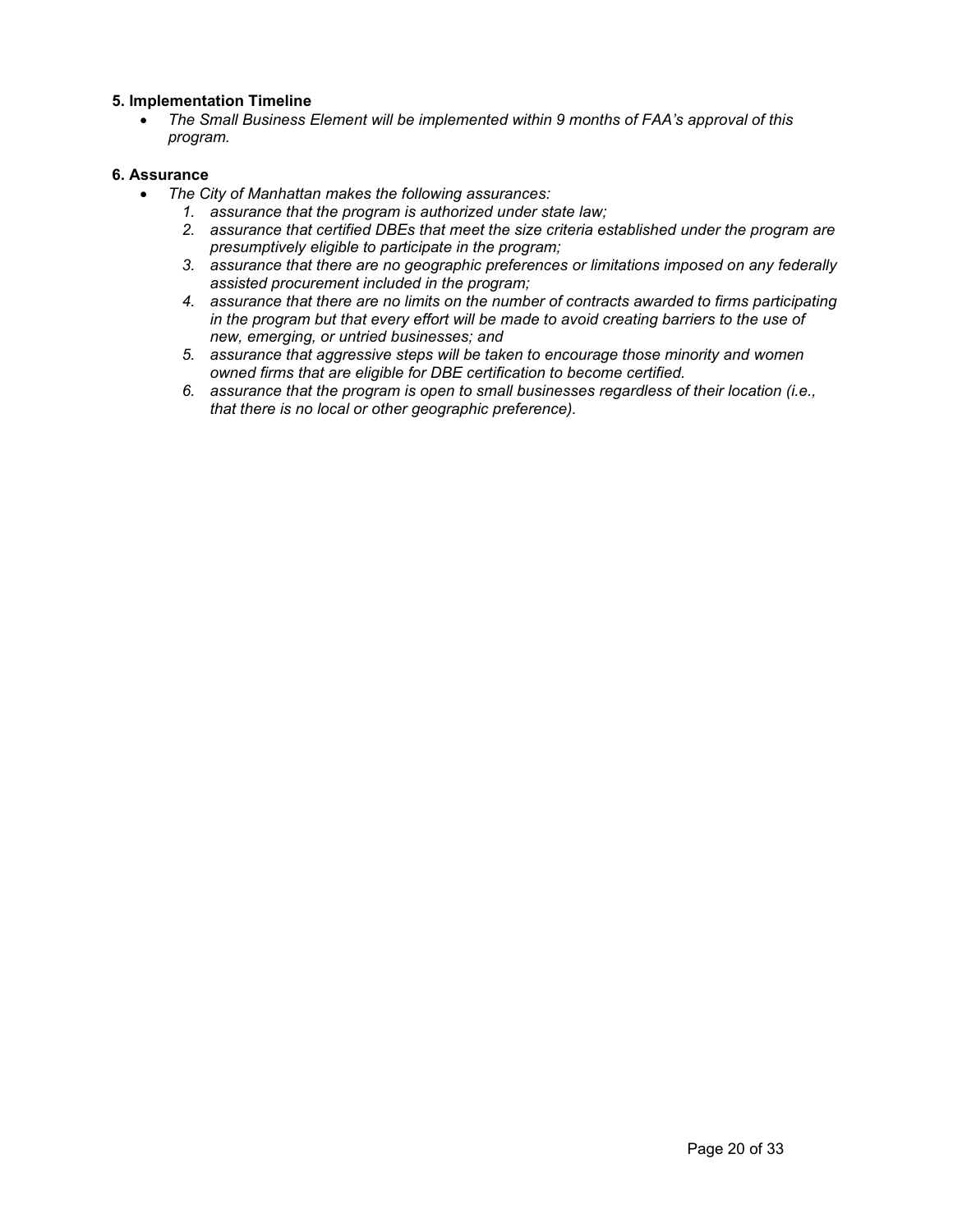**5. Implementation Timeline**

- *The Small Business Element will be implemented within 9 months of FAA's approval of this program.*

**6. Assurance**

- *The City of Manhattan makes the following assurances:*
  1. *assurance that the program is authorized under state law;*
  2. *assurance that certified DBEs that meet the size criteria established under the program are presumptively eligible to participate in the program;*
  3. *assurance that there are no geographic preferences or limitations imposed on any federally assisted procurement included in the program;*
  4. *assurance that there are no limits on the number of contracts awarded to firms participating in the program but that every effort will be made to avoid creating barriers to the use of new, emerging, or untried businesses; and*
  5. *assurance that aggressive steps will be taken to encourage those minority and women owned firms that are eligible for DBE certification to become certified.*
  6. *assurance that the program is open to small businesses regardless of their location (i.e., that there is no local or other geographic preference).*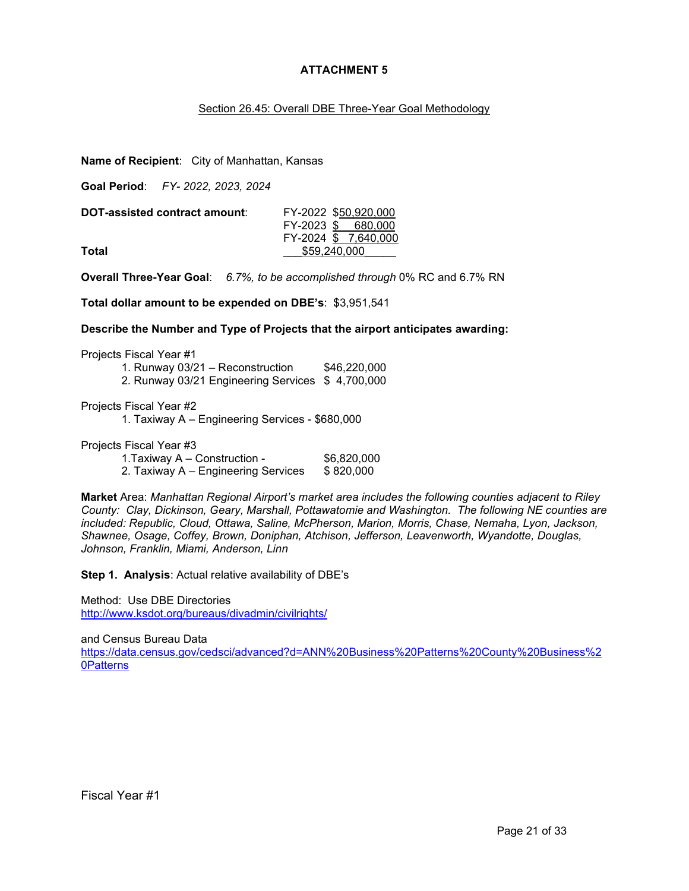**ATTACHMENT 5**

Section 26.45: Overall DBE Three-Year Goal Methodology

**Name of Recipient**: City of Manhattan, Kansas

**Goal Period**: *FY- 2022, 2023, 2024*

| **DOT-assisted contract amount**: | FY-2022 $50,920,000 |
|---|---|
| | FY-2023 $ 680,000 |
| | FY-2024 $ 7,640,000 |
| **Total** | $59,240,000 |

**Overall Three-Year Goal**: *6.7%, to be accomplished through* 0% RC and 6.7% RN

**Total dollar amount to be expended on DBE's**: $3,951,541

**Describe the Number and Type of Projects that the airport anticipates awarding:**

Projects Fiscal Year #1

1. Runway 03/21 – Reconstruction $46,220,000
2. Runway 03/21 Engineering Services $ 4,700,000

Projects Fiscal Year #2

1. Taxiway A – Engineering Services - $680,000

Projects Fiscal Year #3

1. Taxiway A – Construction - $6,820,000
2. Taxiway A – Engineering Services $ 820,000

**Market** Area: *Manhattan Regional Airport's market area includes the following counties adjacent to Riley County: Clay, Dickinson, Geary, Marshall, Pottawatomie and Washington. The following NE counties are included: Republic, Cloud, Ottawa, Saline, McPherson, Marion, Morris, Chase, Nemaha, Lyon, Jackson, Shawnee, Osage, Coffey, Brown, Doniphan, Atchison, Jefferson, Leavenworth, Wyandotte, Douglas, Johnson, Franklin, Miami, Anderson, Linn*

**Step 1. Analysis**: Actual relative availability of DBE's

Method: Use DBE Directories
http://www.ksdot.org/bureaus/divadmin/civilrights/

and Census Bureau Data
https://data.census.gov/cedsci/advanced?d=ANN%20Business%20Patterns%20County%20Business%20Patterns

Fiscal Year #1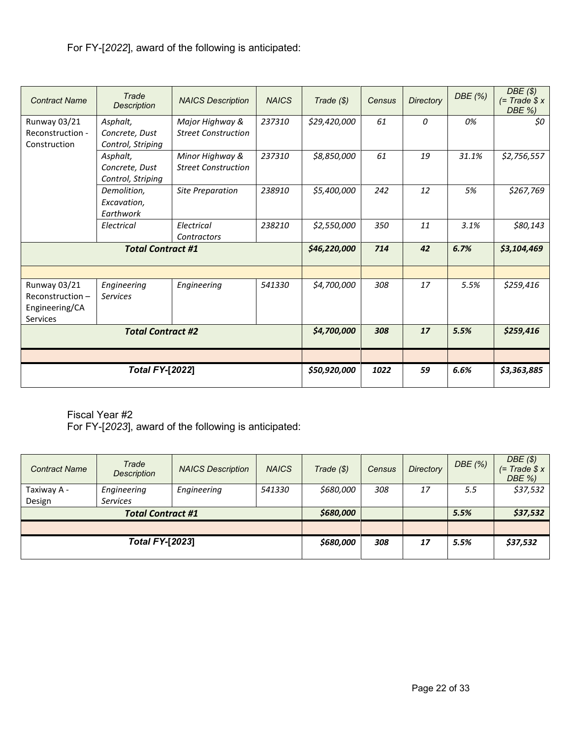For FY-[*2022*], award of the following is anticipated:

| *Contract Name* | *Trade Description* | *NAICS Description* | *NAICS* | *Trade ($)* | *Census* | *Directory* | *DBE (%)* | *DBE ($) (= Trade $ x DBE %)* |
|---|---|---|---|---|---|---|---|---|
| Runway 03/21 Reconstruction - Construction | *Asphalt, Concrete, Dust Control, Striping* | *Major Highway & Street Construction* | *237310* | *$29,420,000* | *61* | *0* | *0%* | *$0* |
| | *Asphalt, Concrete, Dust Control, Striping* | *Minor Highway & Street Construction* | *237310* | *$8,850,000* | *61* | *19* | *31.1%* | *$2,756,557* |
| | *Demolition, Excavation, Earthwork* | *Site Preparation* | *238910* | *$5,400,000* | *242* | *12* | *5%* | *$267,769* |
| | *Electrical* | *Electrical Contractors* | *238210* | *$2,550,000* | *350* | *11* | *3.1%* | *$80,143* |
| ***Total Contract #1*** | | | | ***$46,220,000*** | ***714*** | ***42*** | ***6.7%*** | ***$3,104,469*** |
| | | | | | | | | |
| Runway 03/21 Reconstruction – Engineering/CA Services | *Engineering Services* | *Engineering* | *541330* | *$4,700,000* | *308* | *17* | *5.5%* | *$259,416* |
| ***Total Contract #2*** | | | | ***$4,700,000*** | ***308*** | ***17*** | ***5.5%*** | ***$259,416*** |
| | | | | | | | | |
| ***Total FY-[2022]*** | | | | ***$50,920,000*** | ***1022*** | ***59*** | ***6.6%*** | ***$3,363,885*** |

Fiscal Year #2

For FY-[*2023*], award of the following is anticipated:

| *Contract Name* | *Trade Description* | *NAICS Description* | *NAICS* | *Trade ($)* | *Census* | *Directory* | *DBE (%)* | *DBE ($) (= Trade $ x DBE %)* |
|---|---|---|---|---|---|---|---|---|
| Taxiway A - Design | *Engineering Services* | *Engineering* | *541330* | *$680,000* | *308* | *17* | *5.5* | *$37,532* |
| ***Total Contract #1*** | | | | ***$680,000*** | | | ***5.5%*** | ***$37,532*** |
| | | | | | | | | |
| ***Total FY-[2023]*** | | | | ***$680,000*** | ***308*** | ***17*** | ***5.5%*** | ***$37,532*** |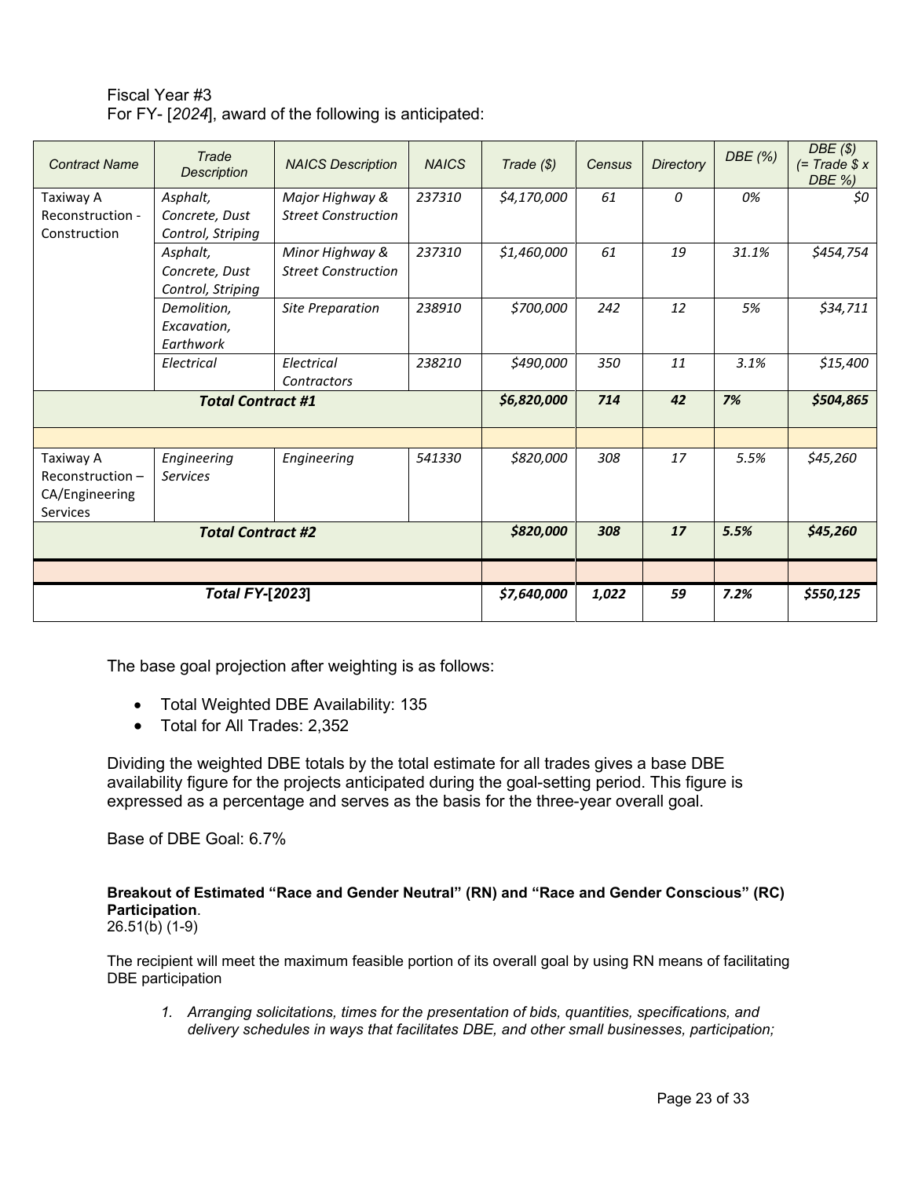Fiscal Year #3
For FY- [*2024*], award of the following is anticipated:

| *Contract Name* | *Trade Description* | *NAICS Description* | *NAICS* | *Trade ($)* | *Census* | *Directory* | *DBE (%)* | *DBE ($) (= Trade $ x DBE %)* |
|---|---|---|---|---|---|---|---|---|
| Taxiway A Reconstruction - Construction | *Asphalt, Concrete, Dust Control, Striping* | *Major Highway & Street Construction* | *237310* | *$4,170,000* | *61* | *0* | *0%* | *$0* |
| | *Asphalt, Concrete, Dust Control, Striping* | *Minor Highway & Street Construction* | *237310* | *$1,460,000* | *61* | *19* | *31.1%* | *$454,754* |
| | *Demolition, Excavation, Earthwork* | *Site Preparation* | *238910* | *$700,000* | *242* | *12* | *5%* | *$34,711* |
| | *Electrical* | *Electrical Contractors* | *238210* | *$490,000* | *350* | *11* | *3.1%* | *$15,400* |
| ***Total Contract #1*** | | | | ***$6,820,000*** | ***714*** | ***42*** | ***7%*** | ***$504,865*** |
| | | | | | | | | |
| Taxiway A Reconstruction – CA/Engineering Services | *Engineering Services* | *Engineering* | *541330* | *$820,000* | *308* | *17* | *5.5%* | *$45,260* |
| ***Total Contract #2*** | | | | ***$820,000*** | ***308*** | ***17*** | ***5.5%*** | ***$45,260*** |
| | | | | | | | | |
| ***Total FY-[2023]*** | | | | ***$7,640,000*** | ***1,022*** | ***59*** | ***7.2%*** | ***$550,125*** |

The base goal projection after weighting is as follows:

- Total Weighted DBE Availability: 135
- Total for All Trades: 2,352

Dividing the weighted DBE totals by the total estimate for all trades gives a base DBE availability figure for the projects anticipated during the goal-setting period. This figure is expressed as a percentage and serves as the basis for the three-year overall goal.

Base of DBE Goal: 6.7%

**Breakout of Estimated "Race and Gender Neutral" (RN) and "Race and Gender Conscious" (RC) Participation**.
26.51(b) (1-9)

The recipient will meet the maximum feasible portion of its overall goal by using RN means of facilitating DBE participation

1. *Arranging solicitations, times for the presentation of bids, quantities, specifications, and delivery schedules in ways that facilitates DBE, and other small businesses, participation;*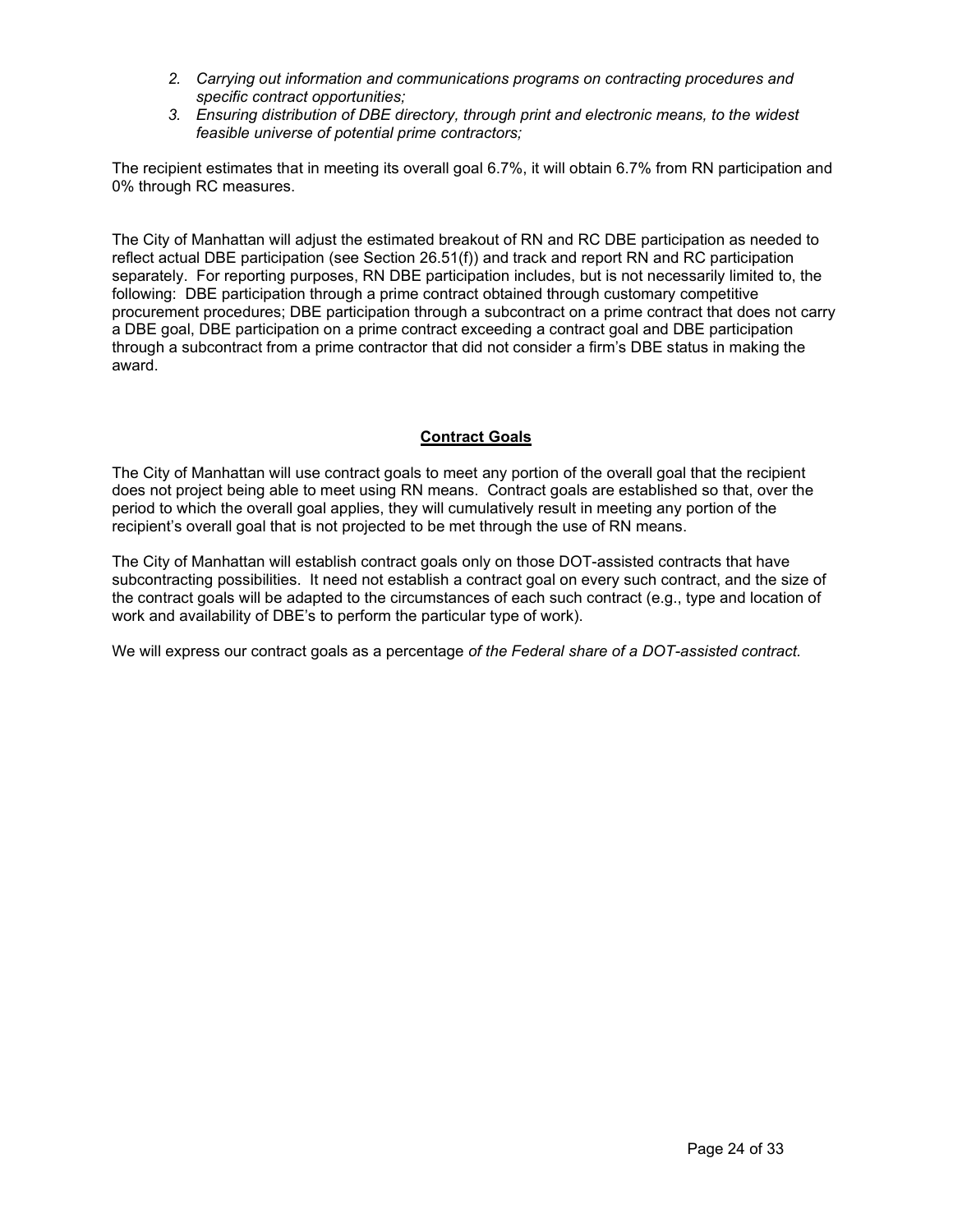2. *Carrying out information and communications programs on contracting procedures and specific contract opportunities;*
3. *Ensuring distribution of DBE directory, through print and electronic means, to the widest feasible universe of potential prime contractors;*

The recipient estimates that in meeting its overall goal 6.7%, it will obtain 6.7% from RN participation and 0% through RC measures.

The City of Manhattan will adjust the estimated breakout of RN and RC DBE participation as needed to reflect actual DBE participation (see Section 26.51(f)) and track and report RN and RC participation separately. For reporting purposes, RN DBE participation includes, but is not necessarily limited to, the following: DBE participation through a prime contract obtained through customary competitive procurement procedures; DBE participation through a subcontract on a prime contract that does not carry a DBE goal, DBE participation on a prime contract exceeding a contract goal and DBE participation through a subcontract from a prime contractor that did not consider a firm's DBE status in making the award.

## Contract Goals

The City of Manhattan will use contract goals to meet any portion of the overall goal that the recipient does not project being able to meet using RN means. Contract goals are established so that, over the period to which the overall goal applies, they will cumulatively result in meeting any portion of the recipient's overall goal that is not projected to be met through the use of RN means.

The City of Manhattan will establish contract goals only on those DOT-assisted contracts that have subcontracting possibilities. It need not establish a contract goal on every such contract, and the size of the contract goals will be adapted to the circumstances of each such contract (e.g., type and location of work and availability of DBE's to perform the particular type of work).

We will express our contract goals as a percentage *of the Federal share of a DOT-assisted contract.*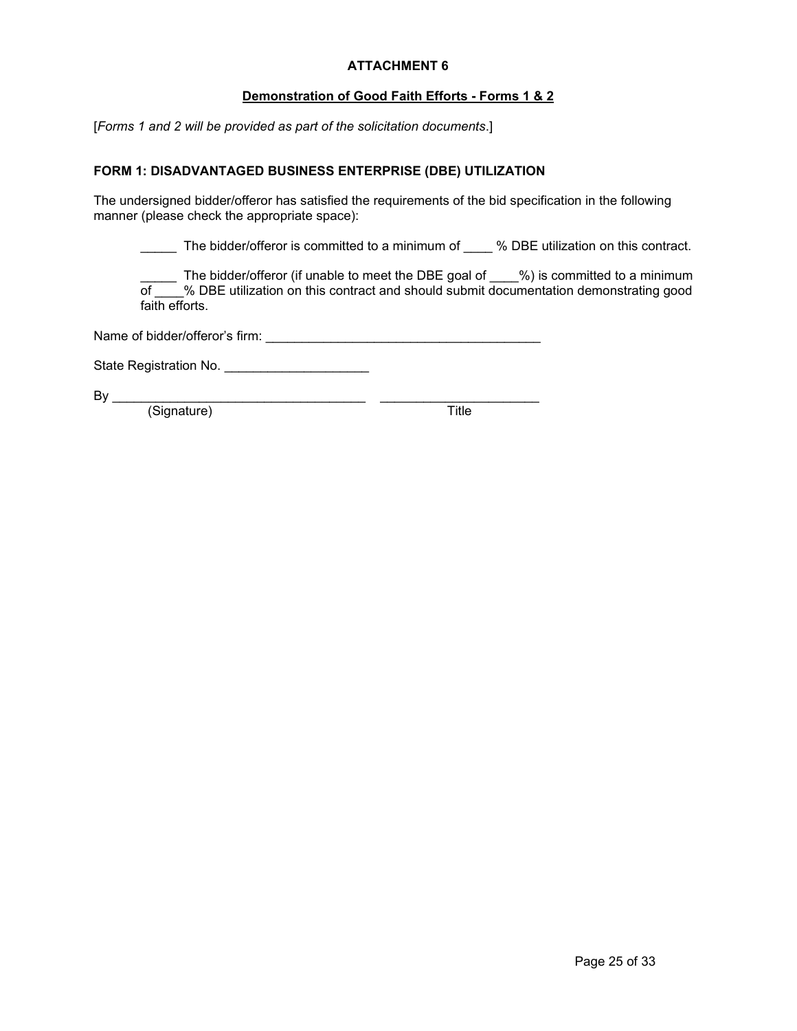## ATTACHMENT 6

### Demonstration of Good Faith Efforts - Forms 1 & 2

[*Forms 1 and 2 will be provided as part of the solicitation documents*.]

### FORM 1: DISADVANTAGED BUSINESS ENTERPRISE (DBE) UTILIZATION

The undersigned bidder/offeror has satisfied the requirements of the bid specification in the following manner (please check the appropriate space):

_____ The bidder/offeror is committed to a minimum of ____ % DBE utilization on this contract.

_____ The bidder/offeror (if unable to meet the DBE goal of ____%) is committed to a minimum of ____% DBE utilization on this contract and should submit documentation demonstrating good faith efforts.

Name of bidder/offeror's firm: ______________________________________

State Registration No. ____________________

By ___________________________________ ______________________
(Signature) Title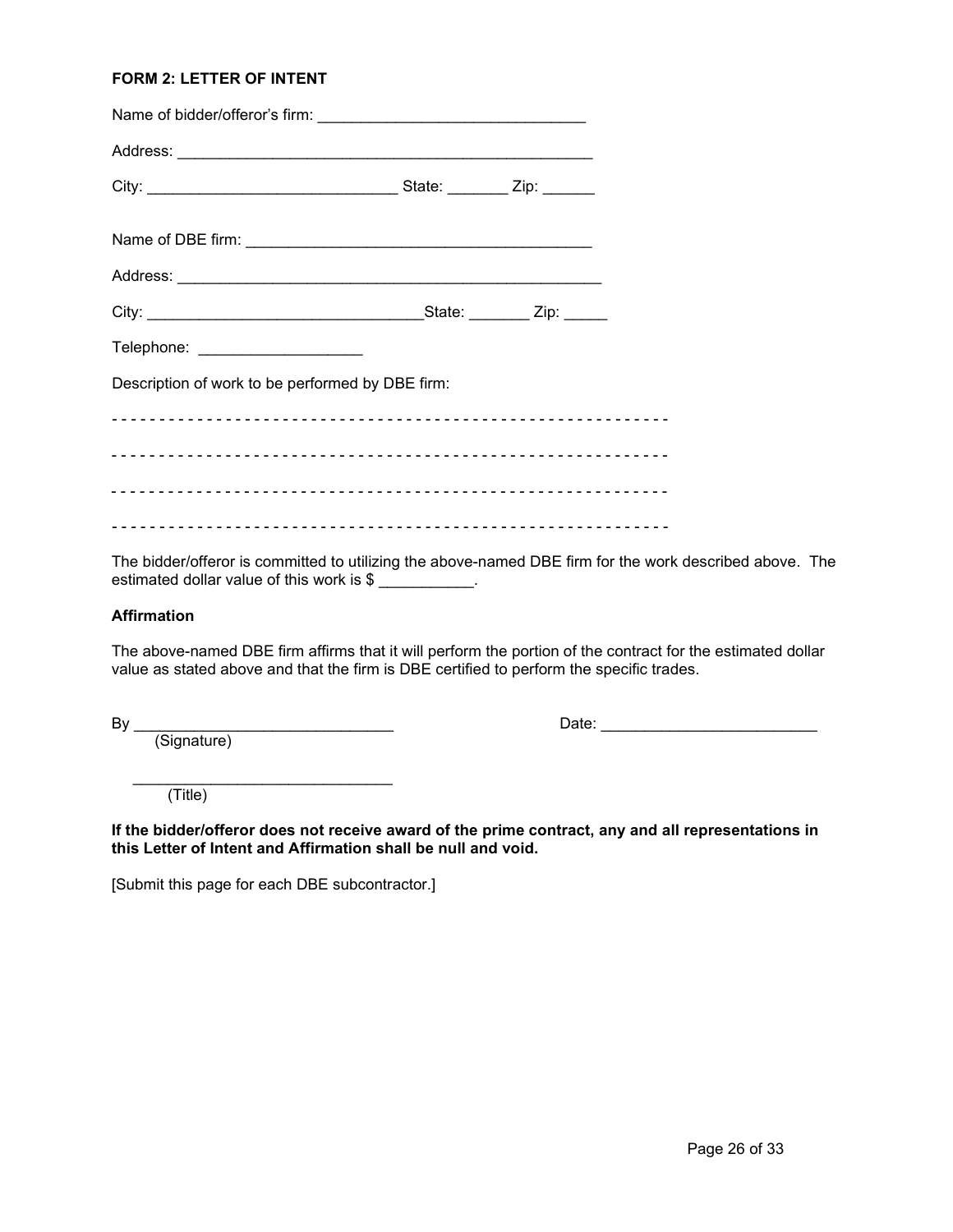**FORM 2: LETTER OF INTENT**

Name of bidder/offeror's firm: ______________________________

Address: ______________________________________________

City: ___________________________ State: _______ Zip: ______

Name of DBE firm: ______________________________________

Address: _______________________________________________

City: ______________________________State: _______ Zip: _____

Telephone: __________________

Description of work to be performed by DBE firm:

- - - - - - - - - - - - - - - - - - - - - - - - - - - - - - - - - - - - - - - - - - - - - - - - - - - - - - - - - - -

- - - - - - - - - - - - - - - - - - - - - - - - - - - - - - - - - - - - - - - - - - - - - - - - - - - - - - - - - - -

- - - - - - - - - - - - - - - - - - - - - - - - - - - - - - - - - - - - - - - - - - - - - - - - - - - - - - - - - - -

- - - - - - - - - - - - - - - - - - - - - - - - - - - - - - - - - - - - - - - - - - - - - - - - - - - - - - - - - - -

The bidder/offeror is committed to utilizing the above-named DBE firm for the work described above. The estimated dollar value of this work is $ ___________.

**Affirmation**

The above-named DBE firm affirms that it will perform the portion of the contract for the estimated dollar value as stated above and that the firm is DBE certified to perform the specific trades.

By _____________________________ Date: ________________________
(Signature)

_____________________________
(Title)

**If the bidder/offeror does not receive award of the prime contract, any and all representations in this Letter of Intent and Affirmation shall be null and void.**

[Submit this page for each DBE subcontractor.]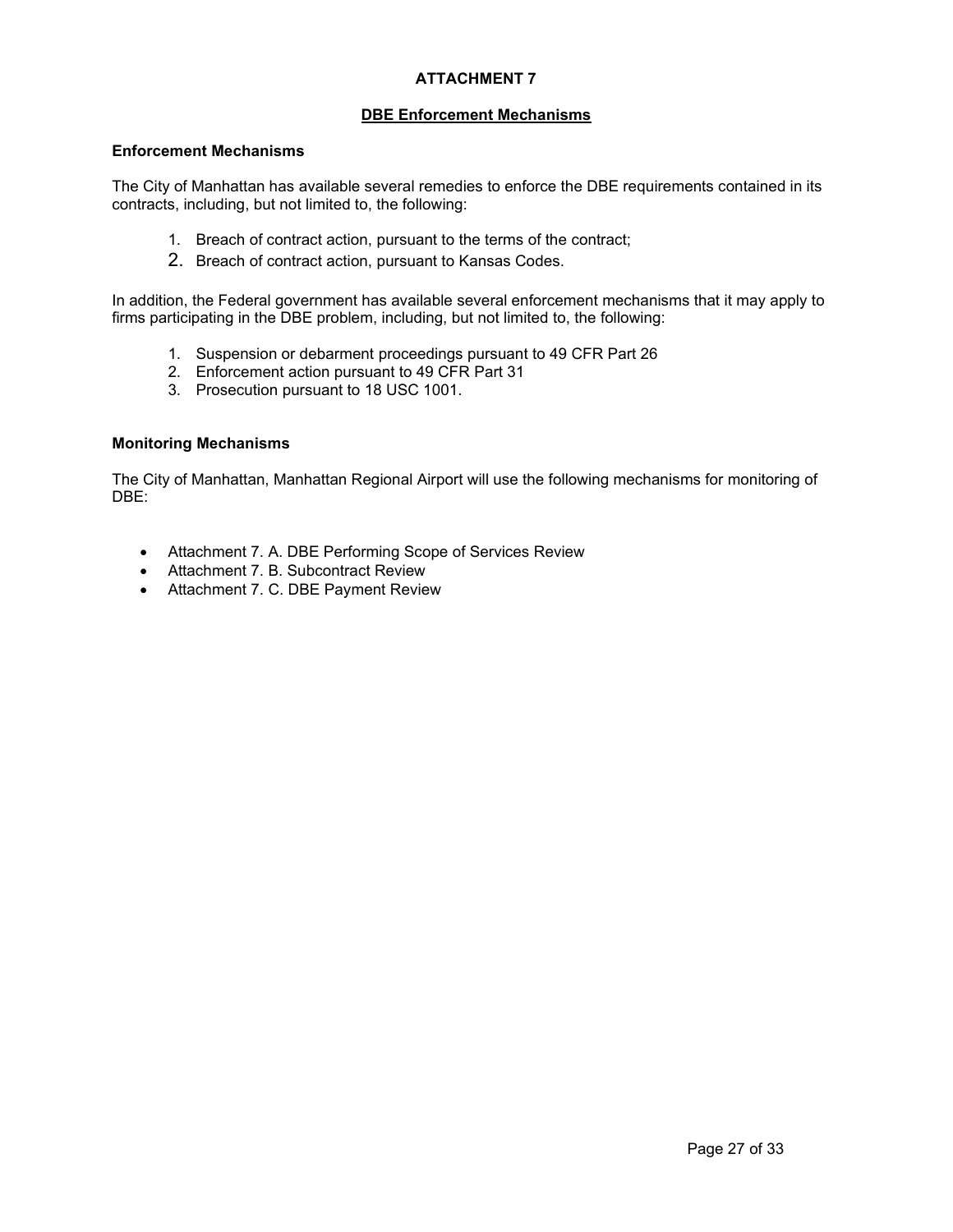# ATTACHMENT 7

## DBE Enforcement Mechanisms

### Enforcement Mechanisms

The City of Manhattan has available several remedies to enforce the DBE requirements contained in its contracts, including, but not limited to, the following:

1. Breach of contract action, pursuant to the terms of the contract;
2. Breach of contract action, pursuant to Kansas Codes.

In addition, the Federal government has available several enforcement mechanisms that it may apply to firms participating in the DBE problem, including, but not limited to, the following:

1. Suspension or debarment proceedings pursuant to 49 CFR Part 26
2. Enforcement action pursuant to 49 CFR Part 31
3. Prosecution pursuant to 18 USC 1001.

### Monitoring Mechanisms

The City of Manhattan, Manhattan Regional Airport will use the following mechanisms for monitoring of DBE:

- Attachment 7. A. DBE Performing Scope of Services Review
- Attachment 7. B. Subcontract Review
- Attachment 7. C. DBE Payment Review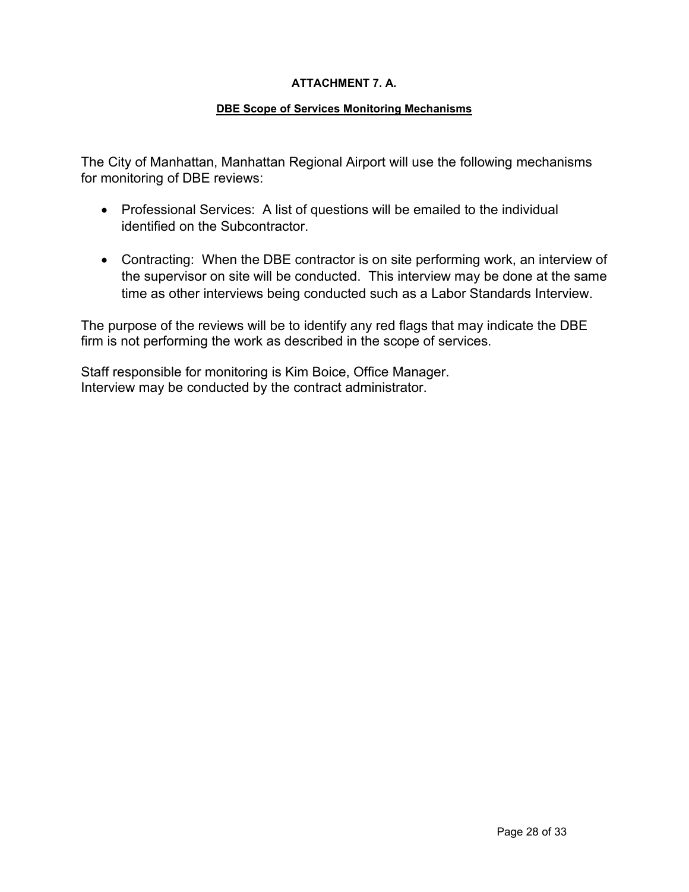**ATTACHMENT 7. A.**

**DBE Scope of Services Monitoring Mechanisms**

The City of Manhattan, Manhattan Regional Airport will use the following mechanisms for monitoring of DBE reviews:

- Professional Services: A list of questions will be emailed to the individual identified on the Subcontractor.
- Contracting: When the DBE contractor is on site performing work, an interview of the supervisor on site will be conducted. This interview may be done at the same time as other interviews being conducted such as a Labor Standards Interview.

The purpose of the reviews will be to identify any red flags that may indicate the DBE firm is not performing the work as described in the scope of services.

Staff responsible for monitoring is Kim Boice, Office Manager.
Interview may be conducted by the contract administrator.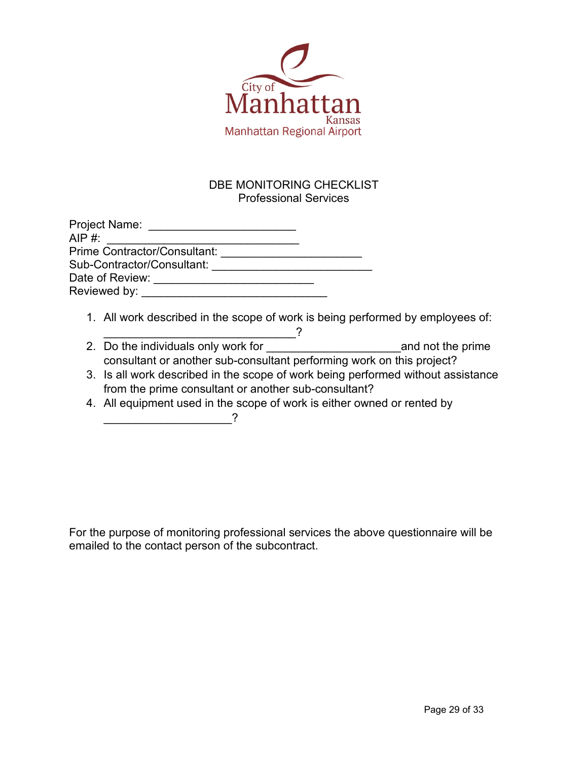City of Manhattan Kansas
Manhattan Regional Airport

# DBE MONITORING CHECKLIST
## Professional Services

Project Name: ______________________
AIP #: _____________________________
Prime Contractor/Consultant: _____________________
Sub-Contractor/Consultant: ________________________
Date of Review: ________________________
Reviewed by: ____________________________

1. All work described in the scope of work is being performed by employees of: _____________________________?
2. Do the individuals only work for ____________________and not the prime consultant or another sub-consultant performing work on this project?
3. Is all work described in the scope of work being performed without assistance from the prime consultant or another sub-consultant?
4. All equipment used in the scope of work is either owned or rented by ___________________?

For the purpose of monitoring professional services the above questionnaire will be emailed to the contact person of the subcontract.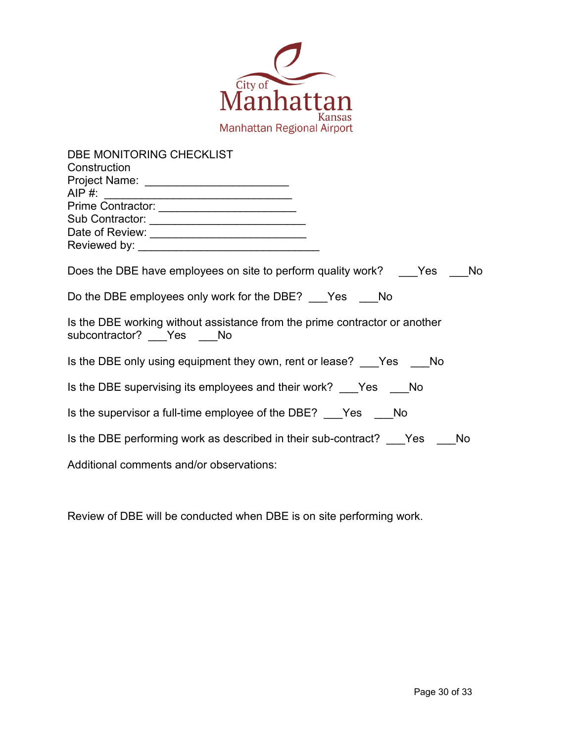City of Manhattan Kansas
Manhattan Regional Airport

DBE MONITORING CHECKLIST
Construction
Project Name: ______________________
AIP #: _____________________________
Prime Contractor: ____________________
Sub Contractor: ______________________
Date of Review: ______________________
Reviewed by: ___________________________

Does the DBE have employees on site to perform quality work? ___Yes ___No

Do the DBE employees only work for the DBE? ___Yes ___No

Is the DBE working without assistance from the prime contractor or another subcontractor? ___Yes ___No

Is the DBE only using equipment they own, rent or lease? ___Yes ___No

Is the DBE supervising its employees and their work? ___Yes ___No

Is the supervisor a full-time employee of the DBE? ___Yes ___No

Is the DBE performing work as described in their sub-contract? ___Yes ___No

Additional comments and/or observations:

Review of DBE will be conducted when DBE is on site performing work.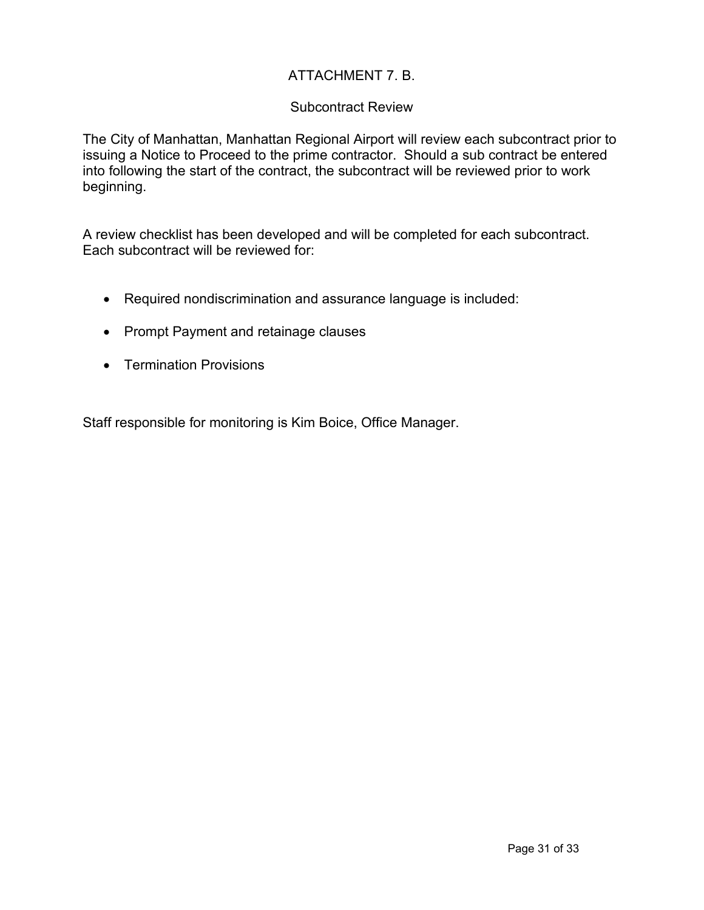# ATTACHMENT 7. B.

## Subcontract Review

The City of Manhattan, Manhattan Regional Airport will review each subcontract prior to issuing a Notice to Proceed to the prime contractor. Should a sub contract be entered into following the start of the contract, the subcontract will be reviewed prior to work beginning.

A review checklist has been developed and will be completed for each subcontract. Each subcontract will be reviewed for:

- Required nondiscrimination and assurance language is included:
- Prompt Payment and retainage clauses
- Termination Provisions

Staff responsible for monitoring is Kim Boice, Office Manager.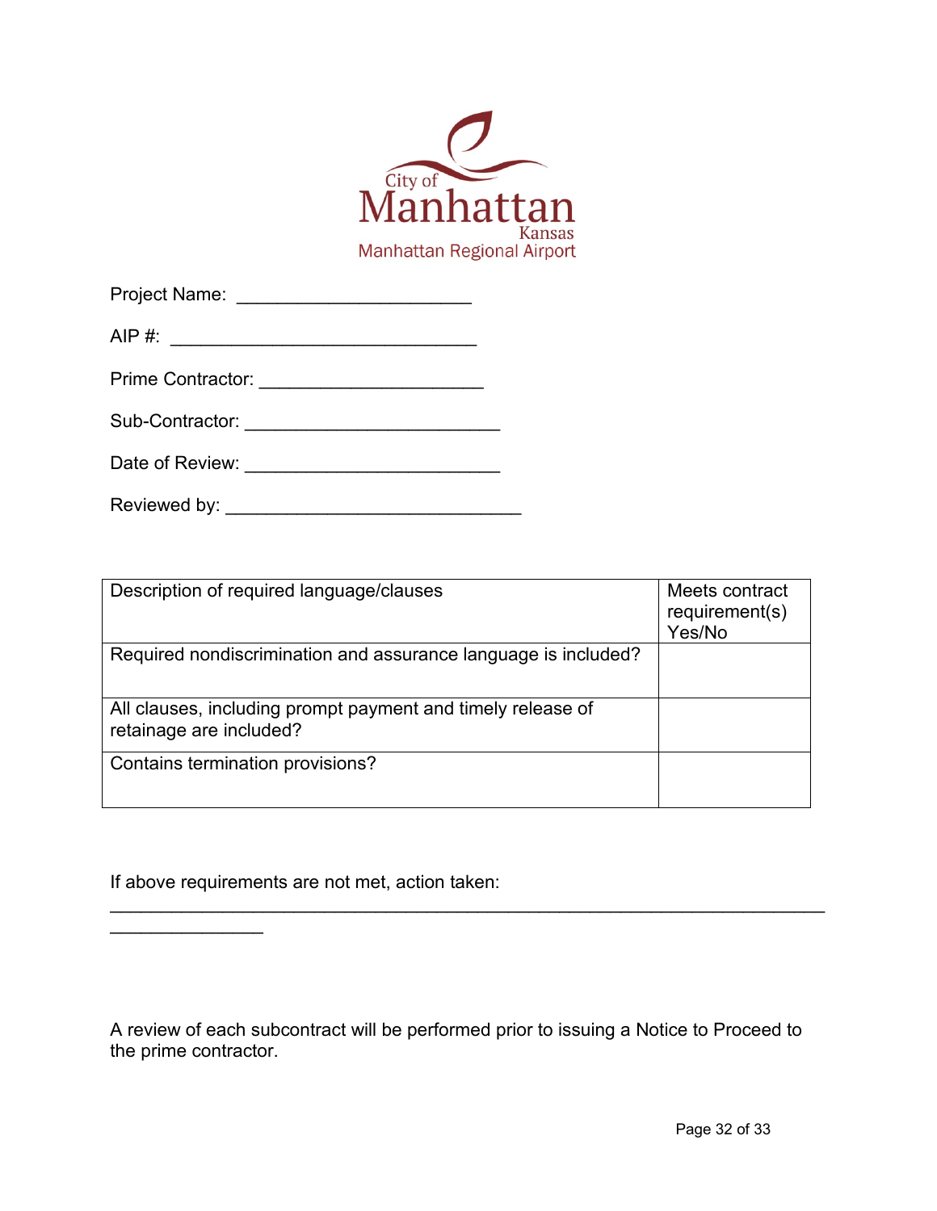City of Manhattan Kansas

Manhattan Regional Airport

Project Name: ______________________

AIP #: _____________________________

Prime Contractor: _____________________

Sub-Contractor: ________________________

Date of Review: ________________________

Reviewed by: ____________________________

| Description of required language/clauses | Meets contract requirement(s) Yes/No |
|---|---|
| Required nondiscrimination and assurance language is included? | |
| All clauses, including prompt payment and timely release of retainage are included? | |
| Contains termination provisions? | |

If above requirements are not met, action taken: ___________________________________________________________________
_______________

A review of each subcontract will be performed prior to issuing a Notice to Proceed to the prime contractor.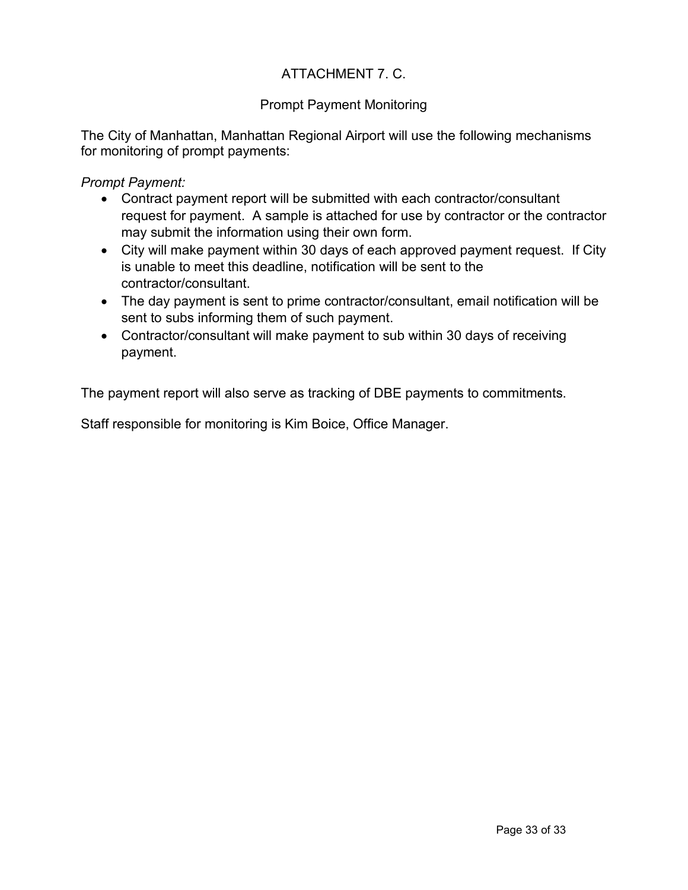# ATTACHMENT 7. C.

## Prompt Payment Monitoring

The City of Manhattan, Manhattan Regional Airport will use the following mechanisms for monitoring of prompt payments:

*Prompt Payment:*

- Contract payment report will be submitted with each contractor/consultant request for payment. A sample is attached for use by contractor or the contractor may submit the information using their own form.
- City will make payment within 30 days of each approved payment request. If City is unable to meet this deadline, notification will be sent to the contractor/consultant.
- The day payment is sent to prime contractor/consultant, email notification will be sent to subs informing them of such payment.
- Contractor/consultant will make payment to sub within 30 days of receiving payment.

The payment report will also serve as tracking of DBE payments to commitments.

Staff responsible for monitoring is Kim Boice, Office Manager.